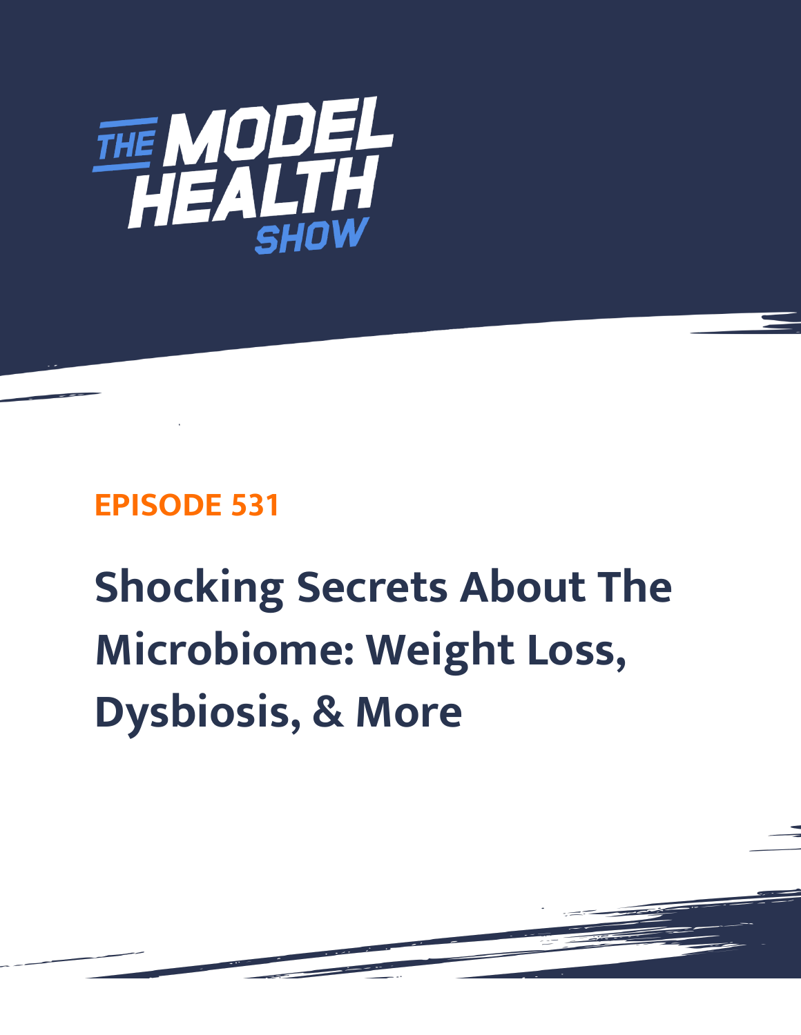THE MODEL HEALTH SHOW

EPISODE 531

# Shocking Secrets About The Microbiome: Weight Loss, Dysbiosis, & More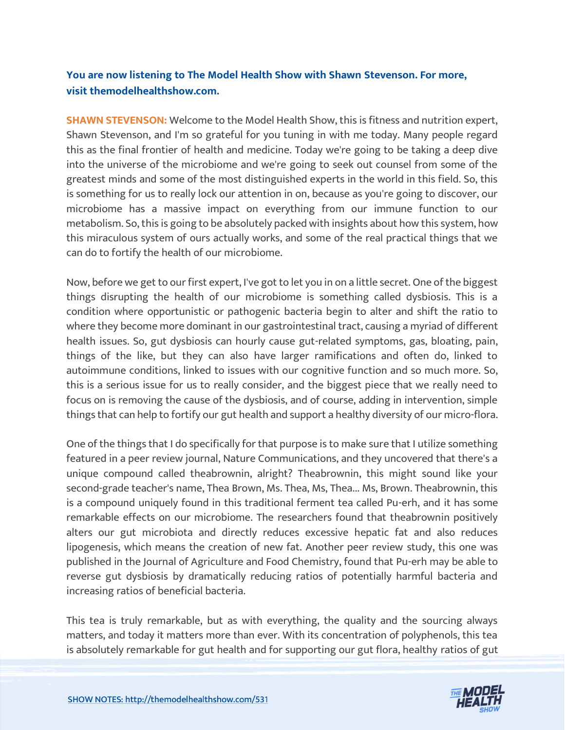**You are now listening to The Model Health Show with Shawn Stevenson. For more, visit themodelhealthshow.com.**

**SHAWN STEVENSON:** Welcome to the Model Health Show, this is fitness and nutrition expert, Shawn Stevenson, and I'm so grateful for you tuning in with me today. Many people regard this as the final frontier of health and medicine. Today we're going to be taking a deep dive into the universe of the microbiome and we're going to seek out counsel from some of the greatest minds and some of the most distinguished experts in the world in this field. So, this is something for us to really lock our attention in on, because as you're going to discover, our microbiome has a massive impact on everything from our immune function to our metabolism. So, this is going to be absolutely packed with insights about how this system, how this miraculous system of ours actually works, and some of the real practical things that we can do to fortify the health of our microbiome.

Now, before we get to our first expert, I've got to let you in on a little secret. One of the biggest things disrupting the health of our microbiome is something called dysbiosis. This is a condition where opportunistic or pathogenic bacteria begin to alter and shift the ratio to where they become more dominant in our gastrointestinal tract, causing a myriad of different health issues. So, gut dysbiosis can hourly cause gut-related symptoms, gas, bloating, pain, things of the like, but they can also have larger ramifications and often do, linked to autoimmune conditions, linked to issues with our cognitive function and so much more. So, this is a serious issue for us to really consider, and the biggest piece that we really need to focus on is removing the cause of the dysbiosis, and of course, adding in intervention, simple things that can help to fortify our gut health and support a healthy diversity of our micro-flora.

One of the things that I do specifically for that purpose is to make sure that I utilize something featured in a peer review journal, Nature Communications, and they uncovered that there's a unique compound called theabrownin, alright? Theabrownin, this might sound like your second-grade teacher's name, Thea Brown, Ms. Thea, Ms, Thea... Ms, Brown. Theabrownin, this is a compound uniquely found in this traditional ferment tea called Pu-erh, and it has some remarkable effects on our microbiome. The researchers found that theabrownin positively alters our gut microbiota and directly reduces excessive hepatic fat and also reduces lipogenesis, which means the creation of new fat. Another peer review study, this one was published in the Journal of Agriculture and Food Chemistry, found that Pu-erh may be able to reverse gut dysbiosis by dramatically reducing ratios of potentially harmful bacteria and increasing ratios of beneficial bacteria.

This tea is truly remarkable, but as with everything, the quality and the sourcing always matters, and today it matters more than ever. With its concentration of polyphenols, this tea is absolutely remarkable for gut health and for supporting our gut flora, healthy ratios of gut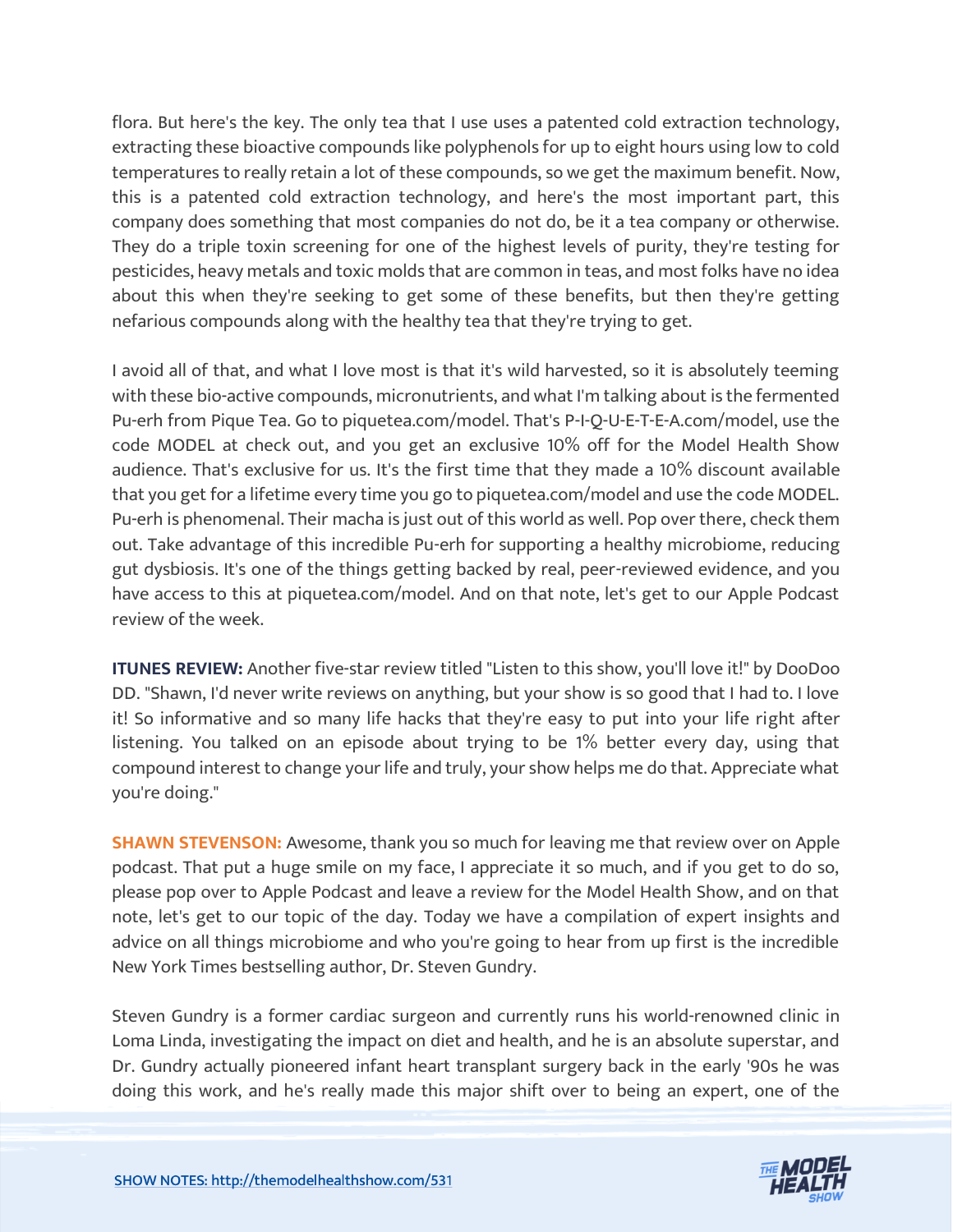flora. But here's the key. The only tea that I use uses a patented cold extraction technology, extracting these bioactive compounds like polyphenols for up to eight hours using low to cold temperatures to really retain a lot of these compounds, so we get the maximum benefit. Now, this is a patented cold extraction technology, and here's the most important part, this company does something that most companies do not do, be it a tea company or otherwise. They do a triple toxin screening for one of the highest levels of purity, they're testing for pesticides, heavy metals and toxic molds that are common in teas, and most folks have no idea about this when they're seeking to get some of these benefits, but then they're getting nefarious compounds along with the healthy tea that they're trying to get.

I avoid all of that, and what I love most is that it's wild harvested, so it is absolutely teeming with these bio-active compounds, micronutrients, and what I'm talking about is the fermented Pu-erh from Pique Tea. Go to piquetea.com/model. That's P-I-Q-U-E-T-E-A.com/model, use the code MODEL at check out, and you get an exclusive 10% off for the Model Health Show audience. That's exclusive for us. It's the first time that they made a 10% discount available that you get for a lifetime every time you go to piquetea.com/model and use the code MODEL. Pu-erh is phenomenal. Their macha is just out of this world as well. Pop over there, check them out. Take advantage of this incredible Pu-erh for supporting a healthy microbiome, reducing gut dysbiosis. It's one of the things getting backed by real, peer-reviewed evidence, and you have access to this at piquetea.com/model. And on that note, let's get to our Apple Podcast review of the week.

**ITUNES REVIEW:** Another five-star review titled "Listen to this show, you'll love it!" by DooDoo DD. "Shawn, I'd never write reviews on anything, but your show is so good that I had to. I love it! So informative and so many life hacks that they're easy to put into your life right after listening. You talked on an episode about trying to be 1% better every day, using that compound interest to change your life and truly, your show helps me do that. Appreciate what you're doing."

**SHAWN STEVENSON:** Awesome, thank you so much for leaving me that review over on Apple podcast. That put a huge smile on my face, I appreciate it so much, and if you get to do so, please pop over to Apple Podcast and leave a review for the Model Health Show, and on that note, let's get to our topic of the day. Today we have a compilation of expert insights and advice on all things microbiome and who you're going to hear from up first is the incredible New York Times bestselling author, Dr. Steven Gundry.

Steven Gundry is a former cardiac surgeon and currently runs his world-renowned clinic in Loma Linda, investigating the impact on diet and health, and he is an absolute superstar, and Dr. Gundry actually pioneered infant heart transplant surgery back in the early '90s he was doing this work, and he's really made this major shift over to being an expert, one of the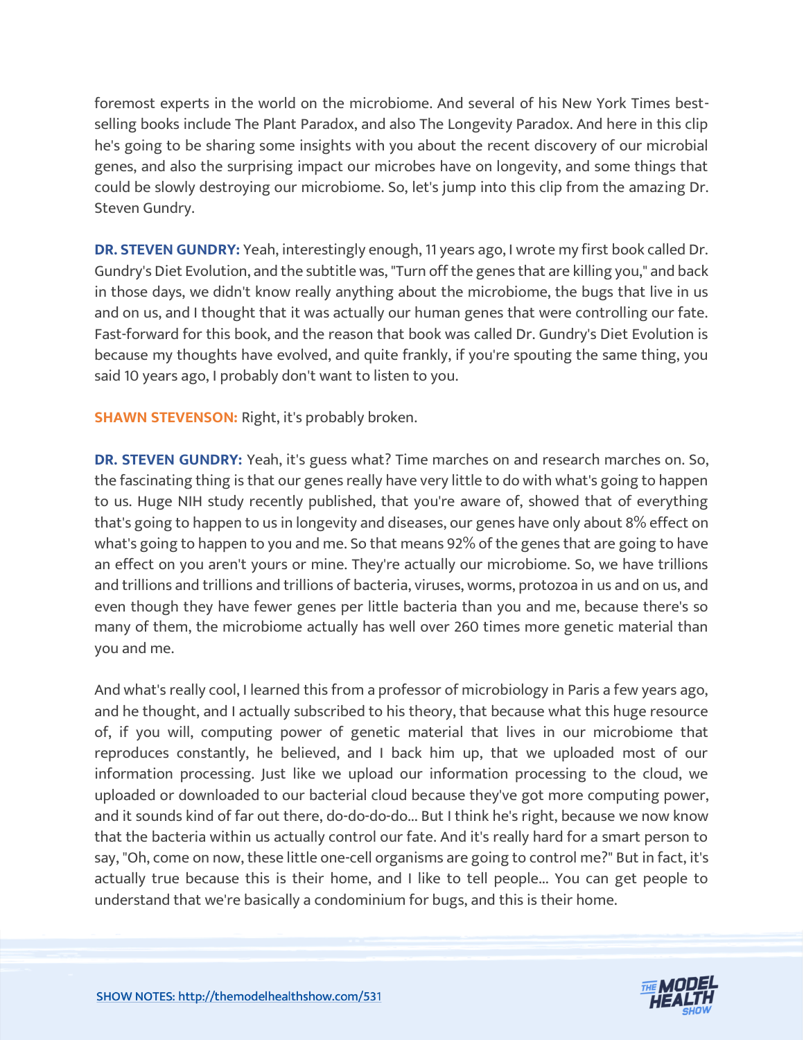foremost experts in the world on the microbiome. And several of his New York Times best-selling books include The Plant Paradox, and also The Longevity Paradox. And here in this clip he's going to be sharing some insights with you about the recent discovery of our microbial genes, and also the surprising impact our microbes have on longevity, and some things that could be slowly destroying our microbiome. So, let's jump into this clip from the amazing Dr. Steven Gundry.

**DR. STEVEN GUNDRY:** Yeah, interestingly enough, 11 years ago, I wrote my first book called Dr. Gundry's Diet Evolution, and the subtitle was, "Turn off the genes that are killing you," and back in those days, we didn't know really anything about the microbiome, the bugs that live in us and on us, and I thought that it was actually our human genes that were controlling our fate. Fast-forward for this book, and the reason that book was called Dr. Gundry's Diet Evolution is because my thoughts have evolved, and quite frankly, if you're spouting the same thing, you said 10 years ago, I probably don't want to listen to you.

**SHAWN STEVENSON:** Right, it's probably broken.

**DR. STEVEN GUNDRY:** Yeah, it's guess what? Time marches on and research marches on. So, the fascinating thing is that our genes really have very little to do with what's going to happen to us. Huge NIH study recently published, that you're aware of, showed that of everything that's going to happen to us in longevity and diseases, our genes have only about 8% effect on what's going to happen to you and me. So that means 92% of the genes that are going to have an effect on you aren't yours or mine. They're actually our microbiome. So, we have trillions and trillions and trillions and trillions of bacteria, viruses, worms, protozoa in us and on us, and even though they have fewer genes per little bacteria than you and me, because there's so many of them, the microbiome actually has well over 260 times more genetic material than you and me.

And what's really cool, I learned this from a professor of microbiology in Paris a few years ago, and he thought, and I actually subscribed to his theory, that because what this huge resource of, if you will, computing power of genetic material that lives in our microbiome that reproduces constantly, he believed, and I back him up, that we uploaded most of our information processing. Just like we upload our information processing to the cloud, we uploaded or downloaded to our bacterial cloud because they've got more computing power, and it sounds kind of far out there, do-do-do-do... But I think he's right, because we now know that the bacteria within us actually control our fate. And it's really hard for a smart person to say, "Oh, come on now, these little one-cell organisms are going to control me?" But in fact, it's actually true because this is their home, and I like to tell people... You can get people to understand that we're basically a condominium for bugs, and this is their home.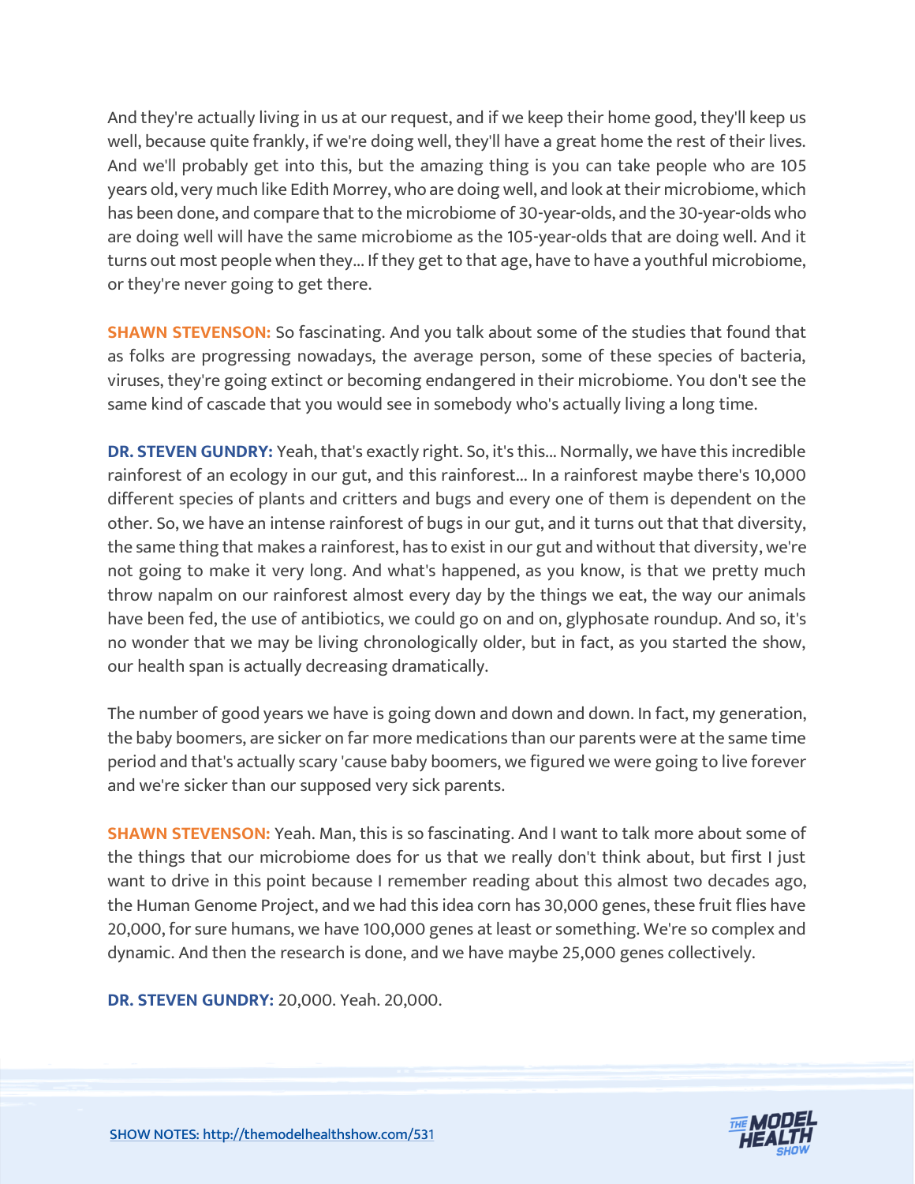And they're actually living in us at our request, and if we keep their home good, they'll keep us well, because quite frankly, if we're doing well, they'll have a great home the rest of their lives. And we'll probably get into this, but the amazing thing is you can take people who are 105 years old, very much like Edith Morrey, who are doing well, and look at their microbiome, which has been done, and compare that to the microbiome of 30-year-olds, and the 30-year-olds who are doing well will have the same microbiome as the 105-year-olds that are doing well. And it turns out most people when they... If they get to that age, have to have a youthful microbiome, or they're never going to get there.

**SHAWN STEVENSON:** So fascinating. And you talk about some of the studies that found that as folks are progressing nowadays, the average person, some of these species of bacteria, viruses, they're going extinct or becoming endangered in their microbiome. You don't see the same kind of cascade that you would see in somebody who's actually living a long time.

**DR. STEVEN GUNDRY:** Yeah, that's exactly right. So, it's this... Normally, we have this incredible rainforest of an ecology in our gut, and this rainforest... In a rainforest maybe there's 10,000 different species of plants and critters and bugs and every one of them is dependent on the other. So, we have an intense rainforest of bugs in our gut, and it turns out that that diversity, the same thing that makes a rainforest, has to exist in our gut and without that diversity, we're not going to make it very long. And what's happened, as you know, is that we pretty much throw napalm on our rainforest almost every day by the things we eat, the way our animals have been fed, the use of antibiotics, we could go on and on, glyphosate roundup. And so, it's no wonder that we may be living chronologically older, but in fact, as you started the show, our health span is actually decreasing dramatically.

The number of good years we have is going down and down and down. In fact, my generation, the baby boomers, are sicker on far more medications than our parents were at the same time period and that's actually scary 'cause baby boomers, we figured we were going to live forever and we're sicker than our supposed very sick parents.

**SHAWN STEVENSON:** Yeah. Man, this is so fascinating. And I want to talk more about some of the things that our microbiome does for us that we really don't think about, but first I just want to drive in this point because I remember reading about this almost two decades ago, the Human Genome Project, and we had this idea corn has 30,000 genes, these fruit flies have 20,000, for sure humans, we have 100,000 genes at least or something. We're so complex and dynamic. And then the research is done, and we have maybe 25,000 genes collectively.

**DR. STEVEN GUNDRY:** 20,000. Yeah. 20,000.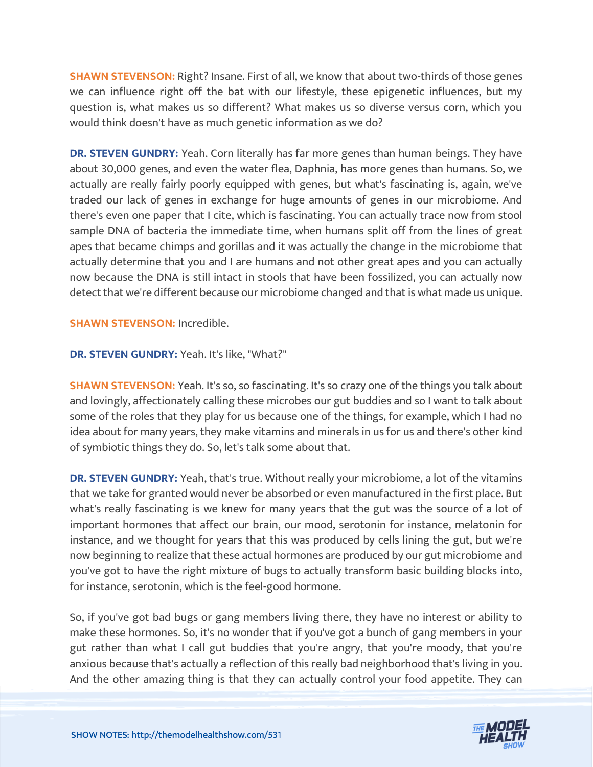**SHAWN STEVENSON:** Right? Insane. First of all, we know that about two-thirds of those genes we can influence right off the bat with our lifestyle, these epigenetic influences, but my question is, what makes us so different? What makes us so diverse versus corn, which you would think doesn't have as much genetic information as we do?

**DR. STEVEN GUNDRY:** Yeah. Corn literally has far more genes than human beings. They have about 30,000 genes, and even the water flea, Daphnia, has more genes than humans. So, we actually are really fairly poorly equipped with genes, but what's fascinating is, again, we've traded our lack of genes in exchange for huge amounts of genes in our microbiome. And there's even one paper that I cite, which is fascinating. You can actually trace now from stool sample DNA of bacteria the immediate time, when humans split off from the lines of great apes that became chimps and gorillas and it was actually the change in the microbiome that actually determine that you and I are humans and not other great apes and you can actually now because the DNA is still intact in stools that have been fossilized, you can actually now detect that we're different because our microbiome changed and that is what made us unique.

**SHAWN STEVENSON:** Incredible.

**DR. STEVEN GUNDRY:** Yeah. It's like, "What?"

**SHAWN STEVENSON:** Yeah. It's so, so fascinating. It's so crazy one of the things you talk about and lovingly, affectionately calling these microbes our gut buddies and so I want to talk about some of the roles that they play for us because one of the things, for example, which I had no idea about for many years, they make vitamins and minerals in us for us and there's other kind of symbiotic things they do. So, let's talk some about that.

**DR. STEVEN GUNDRY:** Yeah, that's true. Without really your microbiome, a lot of the vitamins that we take for granted would never be absorbed or even manufactured in the first place. But what's really fascinating is we knew for many years that the gut was the source of a lot of important hormones that affect our brain, our mood, serotonin for instance, melatonin for instance, and we thought for years that this was produced by cells lining the gut, but we're now beginning to realize that these actual hormones are produced by our gut microbiome and you've got to have the right mixture of bugs to actually transform basic building blocks into, for instance, serotonin, which is the feel-good hormone.

So, if you've got bad bugs or gang members living there, they have no interest or ability to make these hormones. So, it's no wonder that if you've got a bunch of gang members in your gut rather than what I call gut buddies that you're angry, that you're moody, that you're anxious because that's actually a reflection of this really bad neighborhood that's living in you. And the other amazing thing is that they can actually control your food appetite. They can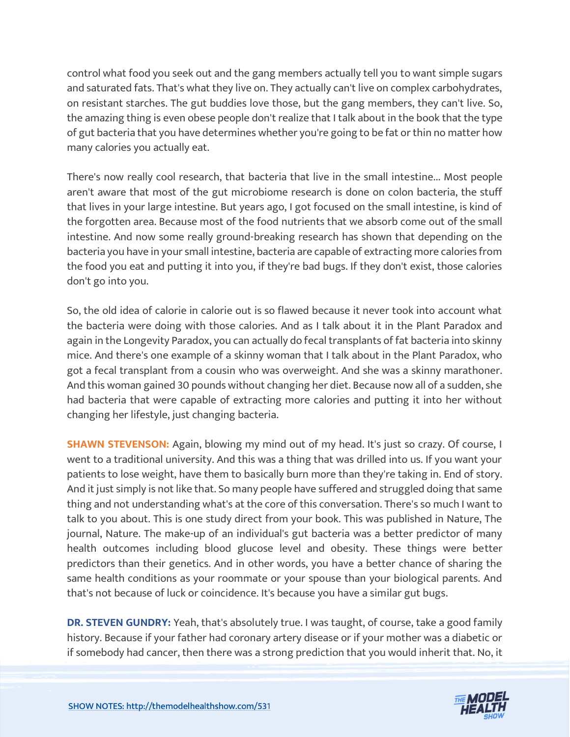control what food you seek out and the gang members actually tell you to want simple sugars and saturated fats. That's what they live on. They actually can't live on complex carbohydrates, on resistant starches. The gut buddies love those, but the gang members, they can't live. So, the amazing thing is even obese people don't realize that I talk about in the book that the type of gut bacteria that you have determines whether you're going to be fat or thin no matter how many calories you actually eat.

There's now really cool research, that bacteria that live in the small intestine... Most people aren't aware that most of the gut microbiome research is done on colon bacteria, the stuff that lives in your large intestine. But years ago, I got focused on the small intestine, is kind of the forgotten area. Because most of the food nutrients that we absorb come out of the small intestine. And now some really ground-breaking research has shown that depending on the bacteria you have in your small intestine, bacteria are capable of extracting more calories from the food you eat and putting it into you, if they're bad bugs. If they don't exist, those calories don't go into you.

So, the old idea of calorie in calorie out is so flawed because it never took into account what the bacteria were doing with those calories. And as I talk about it in the Plant Paradox and again in the Longevity Paradox, you can actually do fecal transplants of fat bacteria into skinny mice. And there's one example of a skinny woman that I talk about in the Plant Paradox, who got a fecal transplant from a cousin who was overweight. And she was a skinny marathoner. And this woman gained 30 pounds without changing her diet. Because now all of a sudden, she had bacteria that were capable of extracting more calories and putting it into her without changing her lifestyle, just changing bacteria.

**SHAWN STEVENSON:** Again, blowing my mind out of my head. It's just so crazy. Of course, I went to a traditional university. And this was a thing that was drilled into us. If you want your patients to lose weight, have them to basically burn more than they're taking in. End of story. And it just simply is not like that. So many people have suffered and struggled doing that same thing and not understanding what's at the core of this conversation. There's so much I want to talk to you about. This is one study direct from your book. This was published in Nature, The journal, Nature. The make-up of an individual's gut bacteria was a better predictor of many health outcomes including blood glucose level and obesity. These things were better predictors than their genetics. And in other words, you have a better chance of sharing the same health conditions as your roommate or your spouse than your biological parents. And that's not because of luck or coincidence. It's because you have a similar gut bugs.

**DR. STEVEN GUNDRY:** Yeah, that's absolutely true. I was taught, of course, take a good family history. Because if your father had coronary artery disease or if your mother was a diabetic or if somebody had cancer, then there was a strong prediction that you would inherit that. No, it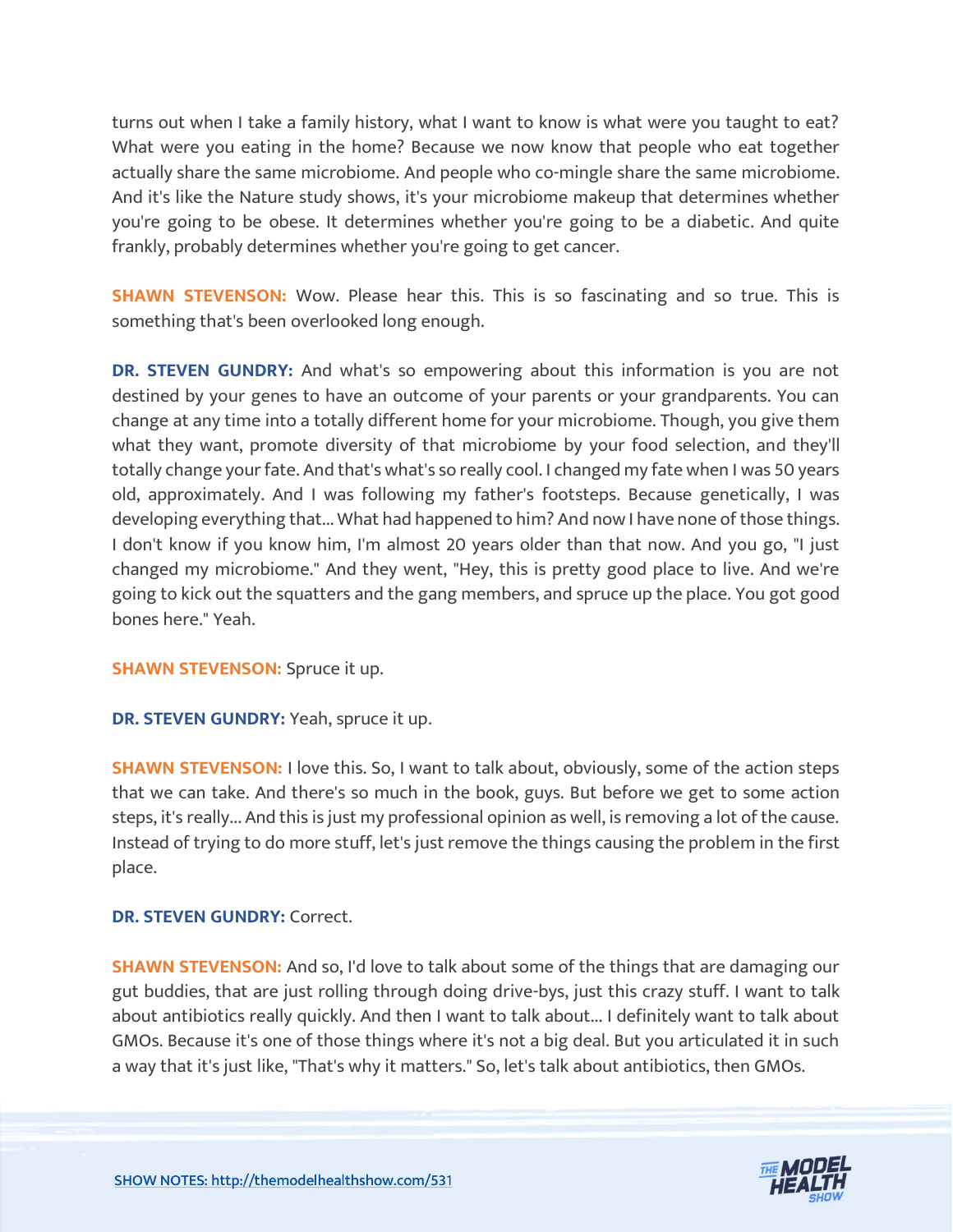turns out when I take a family history, what I want to know is what were you taught to eat? What were you eating in the home? Because we now know that people who eat together actually share the same microbiome. And people who co-mingle share the same microbiome. And it's like the Nature study shows, it's your microbiome makeup that determines whether you're going to be obese. It determines whether you're going to be a diabetic. And quite frankly, probably determines whether you're going to get cancer.

**SHAWN STEVENSON:** Wow. Please hear this. This is so fascinating and so true. This is something that's been overlooked long enough.

**DR. STEVEN GUNDRY:** And what's so empowering about this information is you are not destined by your genes to have an outcome of your parents or your grandparents. You can change at any time into a totally different home for your microbiome. Though, you give them what they want, promote diversity of that microbiome by your food selection, and they'll totally change your fate. And that's what's so really cool. I changed my fate when I was 50 years old, approximately. And I was following my father's footsteps. Because genetically, I was developing everything that... What had happened to him? And now I have none of those things. I don't know if you know him, I'm almost 20 years older than that now. And you go, "I just changed my microbiome." And they went, "Hey, this is pretty good place to live. And we're going to kick out the squatters and the gang members, and spruce up the place. You got good bones here." Yeah.

**SHAWN STEVENSON:** Spruce it up.

**DR. STEVEN GUNDRY:** Yeah, spruce it up.

**SHAWN STEVENSON:** I love this. So, I want to talk about, obviously, some of the action steps that we can take. And there's so much in the book, guys. But before we get to some action steps, it's really... And this is just my professional opinion as well, is removing a lot of the cause. Instead of trying to do more stuff, let's just remove the things causing the problem in the first place.

**DR. STEVEN GUNDRY:** Correct.

**SHAWN STEVENSON:** And so, I'd love to talk about some of the things that are damaging our gut buddies, that are just rolling through doing drive-bys, just this crazy stuff. I want to talk about antibiotics really quickly. And then I want to talk about... I definitely want to talk about GMOs. Because it's one of those things where it's not a big deal. But you articulated it in such a way that it's just like, "That's why it matters." So, let's talk about antibiotics, then GMOs.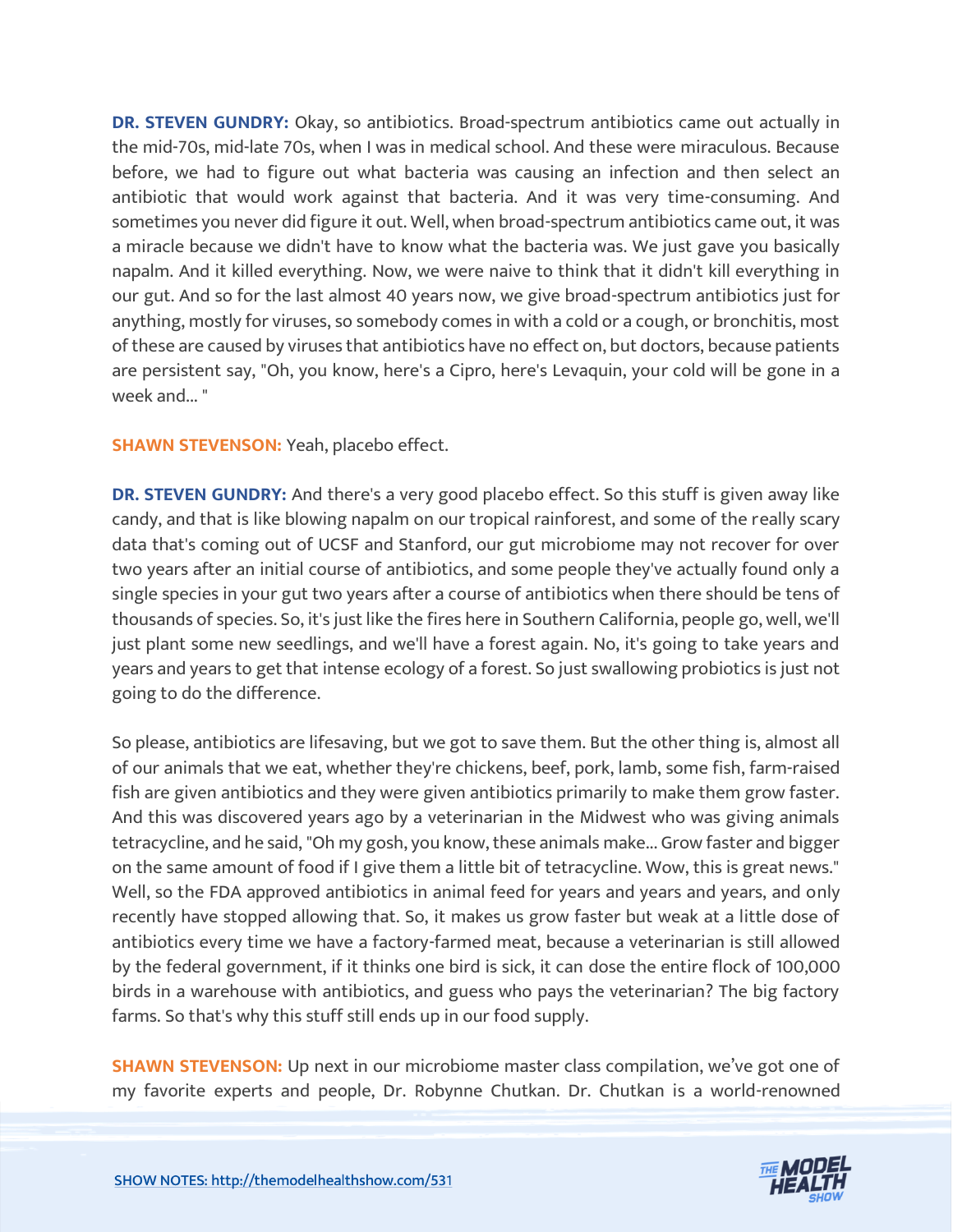**DR. STEVEN GUNDRY:** Okay, so antibiotics. Broad-spectrum antibiotics came out actually in the mid-70s, mid-late 70s, when I was in medical school. And these were miraculous. Because before, we had to figure out what bacteria was causing an infection and then select an antibiotic that would work against that bacteria. And it was very time-consuming. And sometimes you never did figure it out. Well, when broad-spectrum antibiotics came out, it was a miracle because we didn't have to know what the bacteria was. We just gave you basically napalm. And it killed everything. Now, we were naive to think that it didn't kill everything in our gut. And so for the last almost 40 years now, we give broad-spectrum antibiotics just for anything, mostly for viruses, so somebody comes in with a cold or a cough, or bronchitis, most of these are caused by viruses that antibiotics have no effect on, but doctors, because patients are persistent say, "Oh, you know, here's a Cipro, here's Levaquin, your cold will be gone in a week and... "

**SHAWN STEVENSON:** Yeah, placebo effect.

**DR. STEVEN GUNDRY:** And there's a very good placebo effect. So this stuff is given away like candy, and that is like blowing napalm on our tropical rainforest, and some of the really scary data that's coming out of UCSF and Stanford, our gut microbiome may not recover for over two years after an initial course of antibiotics, and some people they've actually found only a single species in your gut two years after a course of antibiotics when there should be tens of thousands of species. So, it's just like the fires here in Southern California, people go, well, we'll just plant some new seedlings, and we'll have a forest again. No, it's going to take years and years and years to get that intense ecology of a forest. So just swallowing probiotics is just not going to do the difference.

So please, antibiotics are lifesaving, but we got to save them. But the other thing is, almost all of our animals that we eat, whether they're chickens, beef, pork, lamb, some fish, farm-raised fish are given antibiotics and they were given antibiotics primarily to make them grow faster. And this was discovered years ago by a veterinarian in the Midwest who was giving animals tetracycline, and he said, "Oh my gosh, you know, these animals make... Grow faster and bigger on the same amount of food if I give them a little bit of tetracycline. Wow, this is great news." Well, so the FDA approved antibiotics in animal feed for years and years and years, and only recently have stopped allowing that. So, it makes us grow faster but weak at a little dose of antibiotics every time we have a factory-farmed meat, because a veterinarian is still allowed by the federal government, if it thinks one bird is sick, it can dose the entire flock of 100,000 birds in a warehouse with antibiotics, and guess who pays the veterinarian? The big factory farms. So that's why this stuff still ends up in our food supply.

**SHAWN STEVENSON:** Up next in our microbiome master class compilation, we've got one of my favorite experts and people, Dr. Robynne Chutkan. Dr. Chutkan is a world-renowned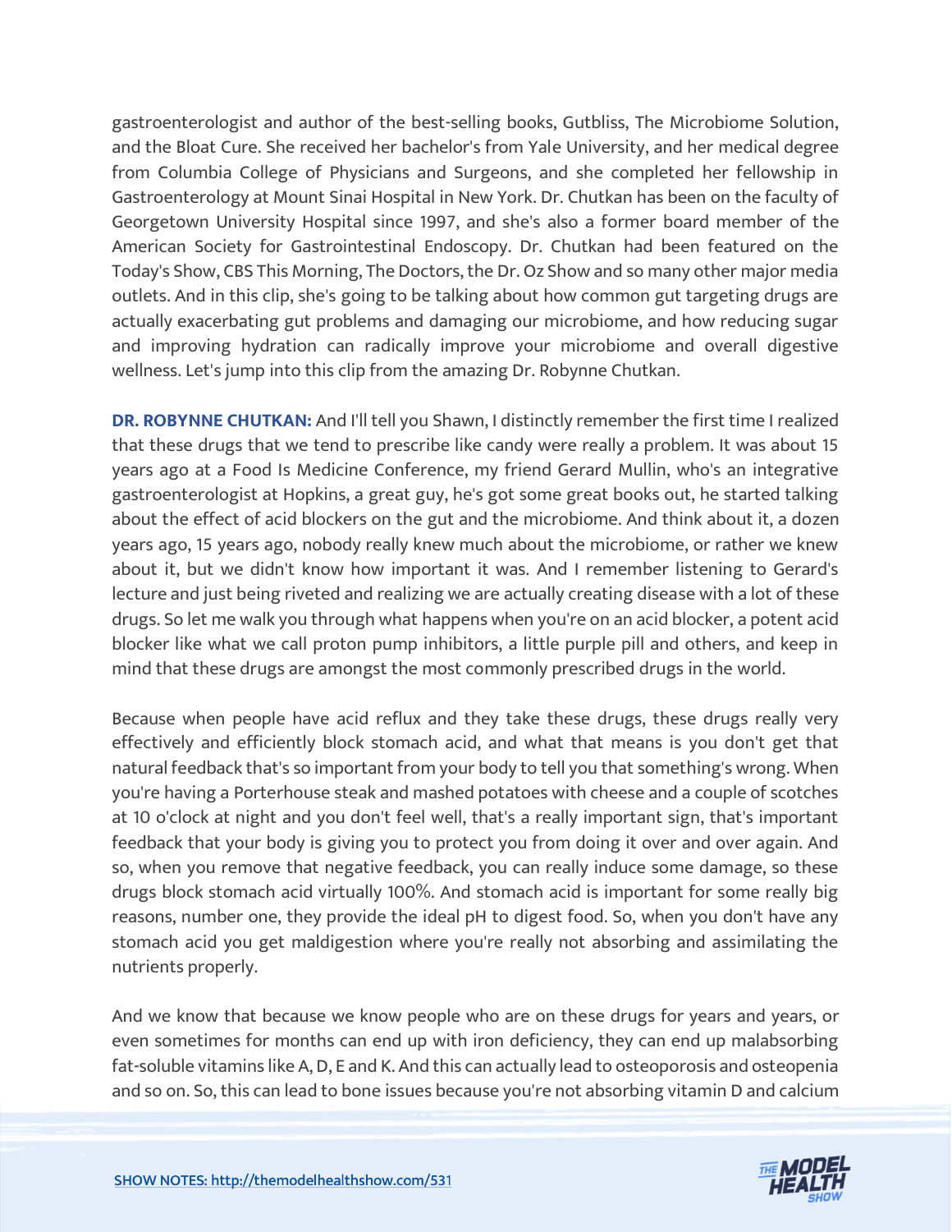gastroenterologist and author of the best-selling books, Gutbliss, The Microbiome Solution, and the Bloat Cure. She received her bachelor's from Yale University, and her medical degree from Columbia College of Physicians and Surgeons, and she completed her fellowship in Gastroenterology at Mount Sinai Hospital in New York. Dr. Chutkan has been on the faculty of Georgetown University Hospital since 1997, and she's also a former board member of the American Society for Gastrointestinal Endoscopy. Dr. Chutkan had been featured on the Today's Show, CBS This Morning, The Doctors, the Dr. Oz Show and so many other major media outlets. And in this clip, she's going to be talking about how common gut targeting drugs are actually exacerbating gut problems and damaging our microbiome, and how reducing sugar and improving hydration can radically improve your microbiome and overall digestive wellness. Let's jump into this clip from the amazing Dr. Robynne Chutkan.

**DR. ROBYNNE CHUTKAN:** And I'll tell you Shawn, I distinctly remember the first time I realized that these drugs that we tend to prescribe like candy were really a problem. It was about 15 years ago at a Food Is Medicine Conference, my friend Gerard Mullin, who's an integrative gastroenterologist at Hopkins, a great guy, he's got some great books out, he started talking about the effect of acid blockers on the gut and the microbiome. And think about it, a dozen years ago, 15 years ago, nobody really knew much about the microbiome, or rather we knew about it, but we didn't know how important it was. And I remember listening to Gerard's lecture and just being riveted and realizing we are actually creating disease with a lot of these drugs. So let me walk you through what happens when you're on an acid blocker, a potent acid blocker like what we call proton pump inhibitors, a little purple pill and others, and keep in mind that these drugs are amongst the most commonly prescribed drugs in the world.

Because when people have acid reflux and they take these drugs, these drugs really very effectively and efficiently block stomach acid, and what that means is you don't get that natural feedback that's so important from your body to tell you that something's wrong. When you're having a Porterhouse steak and mashed potatoes with cheese and a couple of scotches at 10 o'clock at night and you don't feel well, that's a really important sign, that's important feedback that your body is giving you to protect you from doing it over and over again. And so, when you remove that negative feedback, you can really induce some damage, so these drugs block stomach acid virtually 100%. And stomach acid is important for some really big reasons, number one, they provide the ideal pH to digest food. So, when you don't have any stomach acid you get maldigestion where you're really not absorbing and assimilating the nutrients properly.

And we know that because we know people who are on these drugs for years and years, or even sometimes for months can end up with iron deficiency, they can end up malabsorbing fat-soluble vitamins like A, D, E and K. And this can actually lead to osteoporosis and osteopenia and so on. So, this can lead to bone issues because you're not absorbing vitamin D and calcium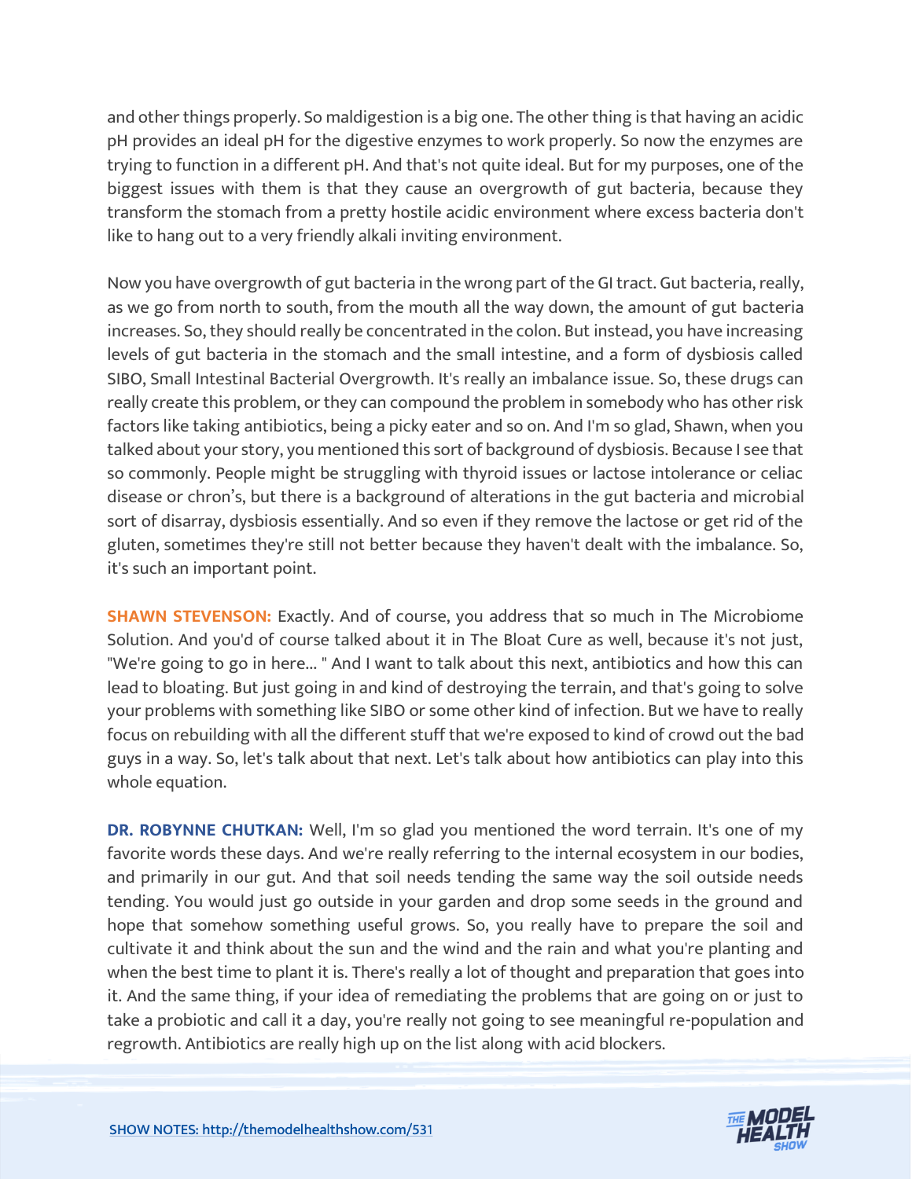and other things properly. So maldigestion is a big one. The other thing is that having an acidic pH provides an ideal pH for the digestive enzymes to work properly. So now the enzymes are trying to function in a different pH. And that's not quite ideal. But for my purposes, one of the biggest issues with them is that they cause an overgrowth of gut bacteria, because they transform the stomach from a pretty hostile acidic environment where excess bacteria don't like to hang out to a very friendly alkali inviting environment.

Now you have overgrowth of gut bacteria in the wrong part of the GI tract. Gut bacteria, really, as we go from north to south, from the mouth all the way down, the amount of gut bacteria increases. So, they should really be concentrated in the colon. But instead, you have increasing levels of gut bacteria in the stomach and the small intestine, and a form of dysbiosis called SIBO, Small Intestinal Bacterial Overgrowth. It's really an imbalance issue. So, these drugs can really create this problem, or they can compound the problem in somebody who has other risk factors like taking antibiotics, being a picky eater and so on. And I'm so glad, Shawn, when you talked about your story, you mentioned this sort of background of dysbiosis. Because I see that so commonly. People might be struggling with thyroid issues or lactose intolerance or celiac disease or chron's, but there is a background of alterations in the gut bacteria and microbial sort of disarray, dysbiosis essentially. And so even if they remove the lactose or get rid of the gluten, sometimes they're still not better because they haven't dealt with the imbalance. So, it's such an important point.

**SHAWN STEVENSON:** Exactly. And of course, you address that so much in The Microbiome Solution. And you'd of course talked about it in The Bloat Cure as well, because it's not just, "We're going to go in here... " And I want to talk about this next, antibiotics and how this can lead to bloating. But just going in and kind of destroying the terrain, and that's going to solve your problems with something like SIBO or some other kind of infection. But we have to really focus on rebuilding with all the different stuff that we're exposed to kind of crowd out the bad guys in a way. So, let's talk about that next. Let's talk about how antibiotics can play into this whole equation.

**DR. ROBYNNE CHUTKAN:** Well, I'm so glad you mentioned the word terrain. It's one of my favorite words these days. And we're really referring to the internal ecosystem in our bodies, and primarily in our gut. And that soil needs tending the same way the soil outside needs tending. You would just go outside in your garden and drop some seeds in the ground and hope that somehow something useful grows. So, you really have to prepare the soil and cultivate it and think about the sun and the wind and the rain and what you're planting and when the best time to plant it is. There's really a lot of thought and preparation that goes into it. And the same thing, if your idea of remediating the problems that are going on or just to take a probiotic and call it a day, you're really not going to see meaningful re-population and regrowth. Antibiotics are really high up on the list along with acid blockers.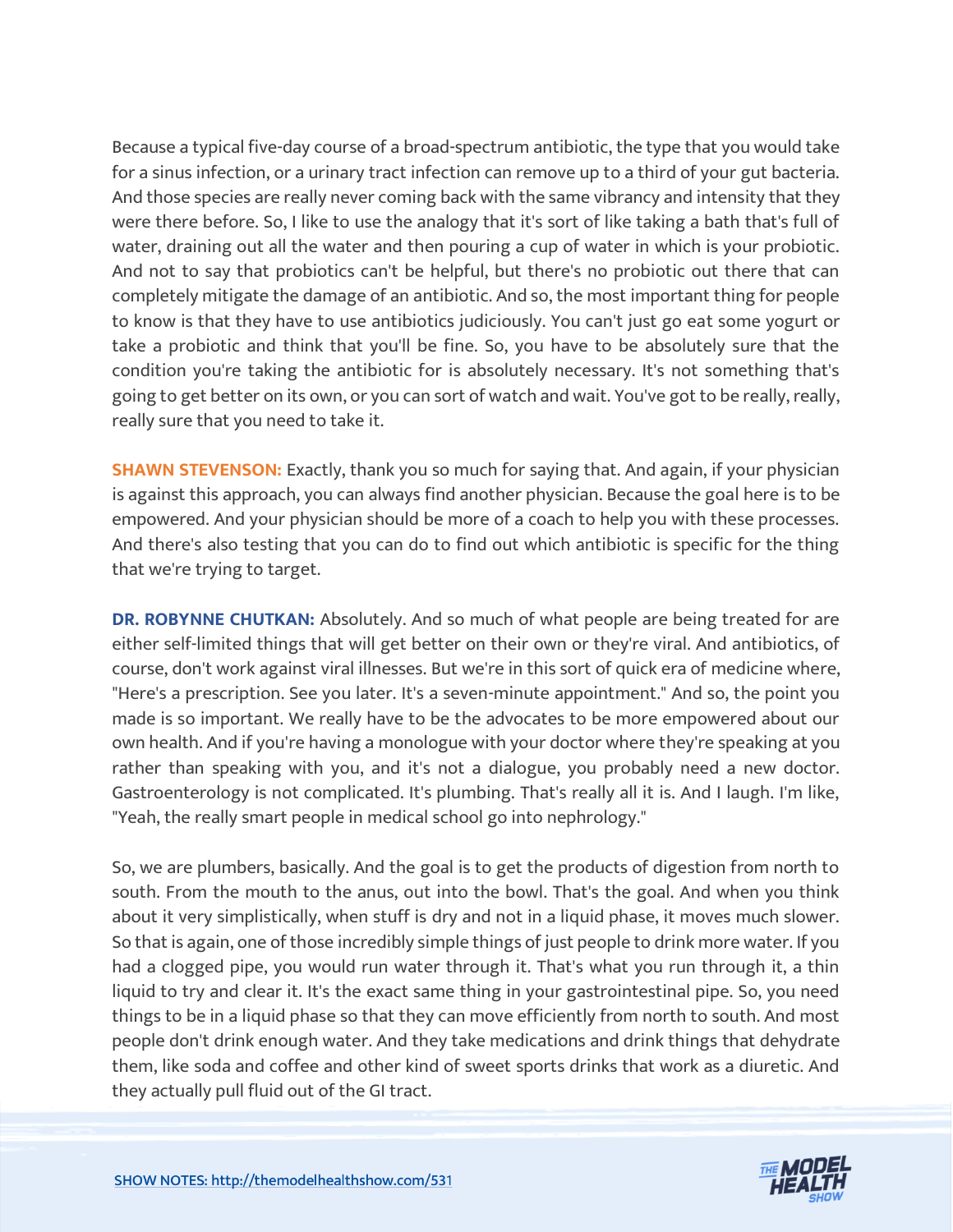Because a typical five-day course of a broad-spectrum antibiotic, the type that you would take for a sinus infection, or a urinary tract infection can remove up to a third of your gut bacteria. And those species are really never coming back with the same vibrancy and intensity that they were there before. So, I like to use the analogy that it's sort of like taking a bath that's full of water, draining out all the water and then pouring a cup of water in which is your probiotic. And not to say that probiotics can't be helpful, but there's no probiotic out there that can completely mitigate the damage of an antibiotic. And so, the most important thing for people to know is that they have to use antibiotics judiciously. You can't just go eat some yogurt or take a probiotic and think that you'll be fine. So, you have to be absolutely sure that the condition you're taking the antibiotic for is absolutely necessary. It's not something that's going to get better on its own, or you can sort of watch and wait. You've got to be really, really, really sure that you need to take it.

**SHAWN STEVENSON:** Exactly, thank you so much for saying that. And again, if your physician is against this approach, you can always find another physician. Because the goal here is to be empowered. And your physician should be more of a coach to help you with these processes. And there's also testing that you can do to find out which antibiotic is specific for the thing that we're trying to target.

**DR. ROBYNNE CHUTKAN:** Absolutely. And so much of what people are being treated for are either self-limited things that will get better on their own or they're viral. And antibiotics, of course, don't work against viral illnesses. But we're in this sort of quick era of medicine where, "Here's a prescription. See you later. It's a seven-minute appointment." And so, the point you made is so important. We really have to be the advocates to be more empowered about our own health. And if you're having a monologue with your doctor where they're speaking at you rather than speaking with you, and it's not a dialogue, you probably need a new doctor. Gastroenterology is not complicated. It's plumbing. That's really all it is. And I laugh. I'm like, "Yeah, the really smart people in medical school go into nephrology."

So, we are plumbers, basically. And the goal is to get the products of digestion from north to south. From the mouth to the anus, out into the bowl. That's the goal. And when you think about it very simplistically, when stuff is dry and not in a liquid phase, it moves much slower. So that is again, one of those incredibly simple things of just people to drink more water. If you had a clogged pipe, you would run water through it. That's what you run through it, a thin liquid to try and clear it. It's the exact same thing in your gastrointestinal pipe. So, you need things to be in a liquid phase so that they can move efficiently from north to south. And most people don't drink enough water. And they take medications and drink things that dehydrate them, like soda and coffee and other kind of sweet sports drinks that work as a diuretic. And they actually pull fluid out of the GI tract.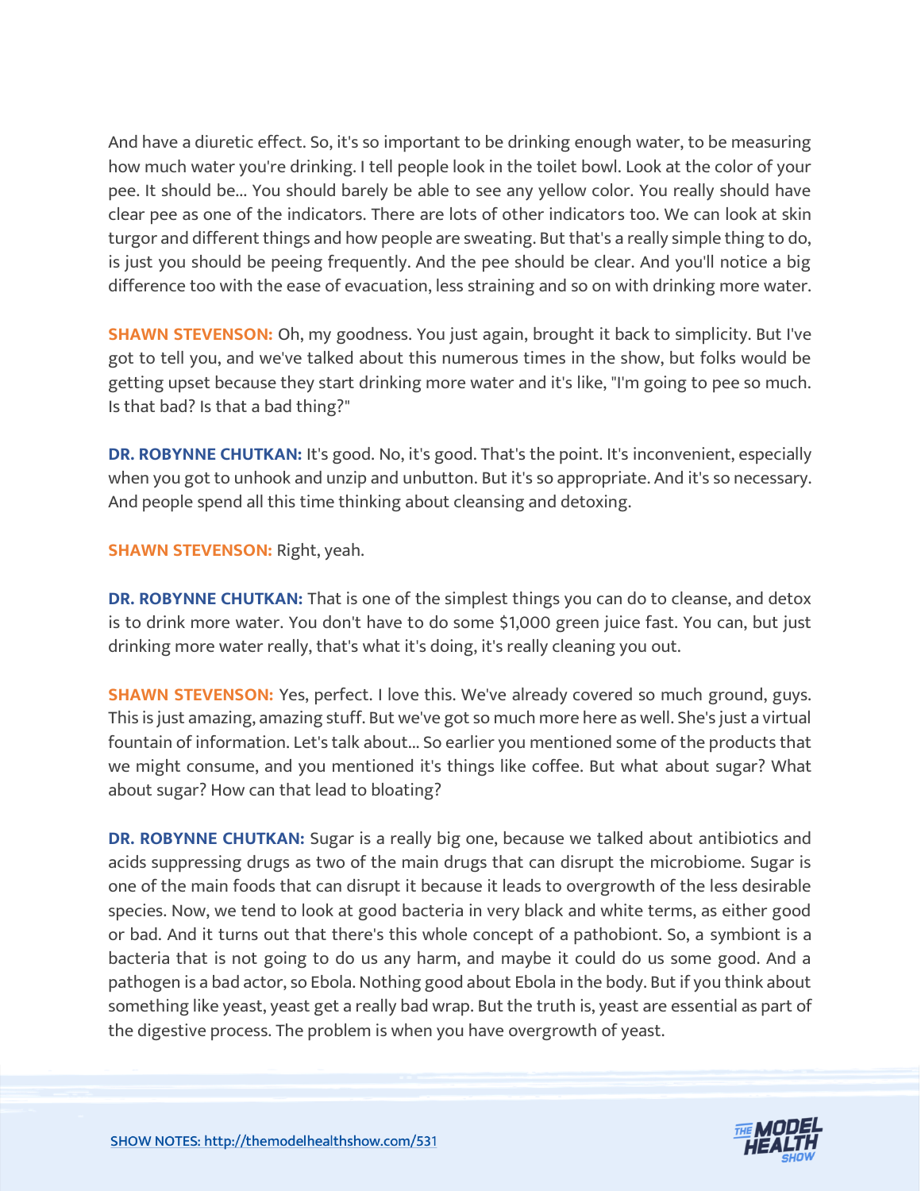And have a diuretic effect. So, it's so important to be drinking enough water, to be measuring how much water you're drinking. I tell people look in the toilet bowl. Look at the color of your pee. It should be... You should barely be able to see any yellow color. You really should have clear pee as one of the indicators. There are lots of other indicators too. We can look at skin turgor and different things and how people are sweating. But that's a really simple thing to do, is just you should be peeing frequently. And the pee should be clear. And you'll notice a big difference too with the ease of evacuation, less straining and so on with drinking more water.

**SHAWN STEVENSON:** Oh, my goodness. You just again, brought it back to simplicity. But I've got to tell you, and we've talked about this numerous times in the show, but folks would be getting upset because they start drinking more water and it's like, "I'm going to pee so much. Is that bad? Is that a bad thing?"

**DR. ROBYNNE CHUTKAN:** It's good. No, it's good. That's the point. It's inconvenient, especially when you got to unhook and unzip and unbutton. But it's so appropriate. And it's so necessary. And people spend all this time thinking about cleansing and detoxing.

**SHAWN STEVENSON:** Right, yeah.

**DR. ROBYNNE CHUTKAN:** That is one of the simplest things you can do to cleanse, and detox is to drink more water. You don't have to do some $1,000 green juice fast. You can, but just drinking more water really, that's what it's doing, it's really cleaning you out.

**SHAWN STEVENSON:** Yes, perfect. I love this. We've already covered so much ground, guys. This is just amazing, amazing stuff. But we've got so much more here as well. She's just a virtual fountain of information. Let's talk about... So earlier you mentioned some of the products that we might consume, and you mentioned it's things like coffee. But what about sugar? What about sugar? How can that lead to bloating?

**DR. ROBYNNE CHUTKAN:** Sugar is a really big one, because we talked about antibiotics and acids suppressing drugs as two of the main drugs that can disrupt the microbiome. Sugar is one of the main foods that can disrupt it because it leads to overgrowth of the less desirable species. Now, we tend to look at good bacteria in very black and white terms, as either good or bad. And it turns out that there's this whole concept of a pathobiont. So, a symbiont is a bacteria that is not going to do us any harm, and maybe it could do us some good. And a pathogen is a bad actor, so Ebola. Nothing good about Ebola in the body. But if you think about something like yeast, yeast get a really bad wrap. But the truth is, yeast are essential as part of the digestive process. The problem is when you have overgrowth of yeast.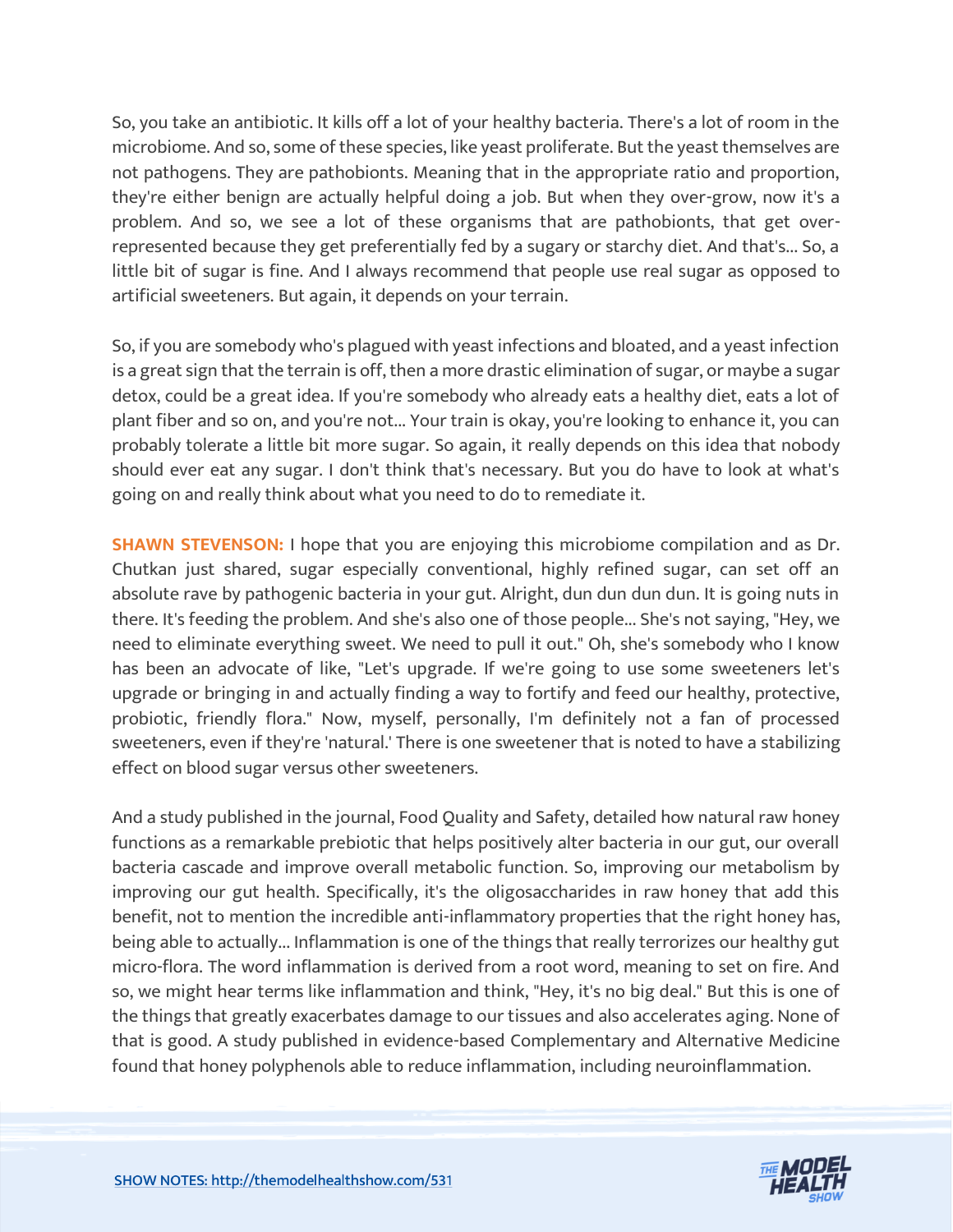So, you take an antibiotic. It kills off a lot of your healthy bacteria. There's a lot of room in the microbiome. And so, some of these species, like yeast proliferate. But the yeast themselves are not pathogens. They are pathobionts. Meaning that in the appropriate ratio and proportion, they're either benign are actually helpful doing a job. But when they over-grow, now it's a problem. And so, we see a lot of these organisms that are pathobionts, that get over-represented because they get preferentially fed by a sugary or starchy diet. And that's... So, a little bit of sugar is fine. And I always recommend that people use real sugar as opposed to artificial sweeteners. But again, it depends on your terrain.

So, if you are somebody who's plagued with yeast infections and bloated, and a yeast infection is a great sign that the terrain is off, then a more drastic elimination of sugar, or maybe a sugar detox, could be a great idea. If you're somebody who already eats a healthy diet, eats a lot of plant fiber and so on, and you're not... Your train is okay, you're looking to enhance it, you can probably tolerate a little bit more sugar. So again, it really depends on this idea that nobody should ever eat any sugar. I don't think that's necessary. But you do have to look at what's going on and really think about what you need to do to remediate it.

**SHAWN STEVENSON:** I hope that you are enjoying this microbiome compilation and as Dr. Chutkan just shared, sugar especially conventional, highly refined sugar, can set off an absolute rave by pathogenic bacteria in your gut. Alright, dun dun dun dun. It is going nuts in there. It's feeding the problem. And she's also one of those people... She's not saying, "Hey, we need to eliminate everything sweet. We need to pull it out." Oh, she's somebody who I know has been an advocate of like, "Let's upgrade. If we're going to use some sweeteners let's upgrade or bringing in and actually finding a way to fortify and feed our healthy, protective, probiotic, friendly flora." Now, myself, personally, I'm definitely not a fan of processed sweeteners, even if they're 'natural.' There is one sweetener that is noted to have a stabilizing effect on blood sugar versus other sweeteners.

And a study published in the journal, Food Quality and Safety, detailed how natural raw honey functions as a remarkable prebiotic that helps positively alter bacteria in our gut, our overall bacteria cascade and improve overall metabolic function. So, improving our metabolism by improving our gut health. Specifically, it's the oligosaccharides in raw honey that add this benefit, not to mention the incredible anti-inflammatory properties that the right honey has, being able to actually... Inflammation is one of the things that really terrorizes our healthy gut micro-flora. The word inflammation is derived from a root word, meaning to set on fire. And so, we might hear terms like inflammation and think, "Hey, it's no big deal." But this is one of the things that greatly exacerbates damage to our tissues and also accelerates aging. None of that is good. A study published in evidence-based Complementary and Alternative Medicine found that honey polyphenols able to reduce inflammation, including neuroinflammation.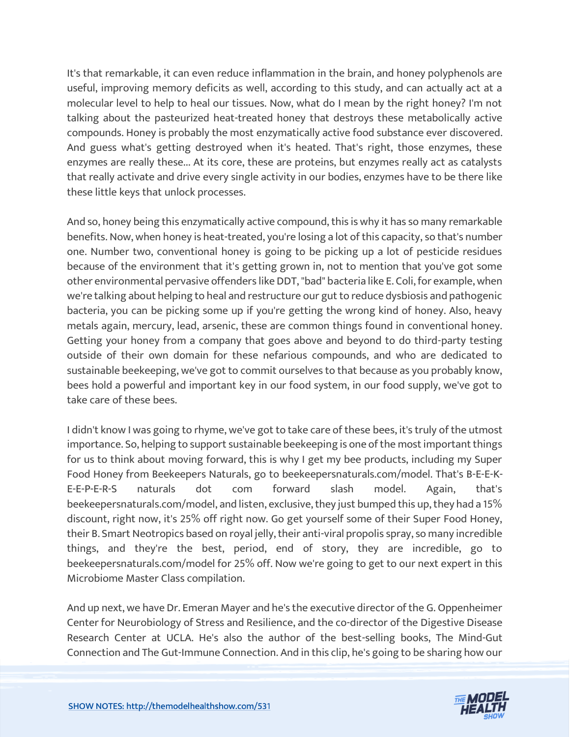It's that remarkable, it can even reduce inflammation in the brain, and honey polyphenols are useful, improving memory deficits as well, according to this study, and can actually act at a molecular level to help to heal our tissues. Now, what do I mean by the right honey? I'm not talking about the pasteurized heat-treated honey that destroys these metabolically active compounds. Honey is probably the most enzymatically active food substance ever discovered. And guess what's getting destroyed when it's heated. That's right, those enzymes, these enzymes are really these... At its core, these are proteins, but enzymes really act as catalysts that really activate and drive every single activity in our bodies, enzymes have to be there like these little keys that unlock processes.

And so, honey being this enzymatically active compound, this is why it has so many remarkable benefits. Now, when honey is heat-treated, you're losing a lot of this capacity, so that's number one. Number two, conventional honey is going to be picking up a lot of pesticide residues because of the environment that it's getting grown in, not to mention that you've got some other environmental pervasive offenders like DDT, "bad" bacteria like E. Coli, for example, when we're talking about helping to heal and restructure our gut to reduce dysbiosis and pathogenic bacteria, you can be picking some up if you're getting the wrong kind of honey. Also, heavy metals again, mercury, lead, arsenic, these are common things found in conventional honey. Getting your honey from a company that goes above and beyond to do third-party testing outside of their own domain for these nefarious compounds, and who are dedicated to sustainable beekeeping, we've got to commit ourselves to that because as you probably know, bees hold a powerful and important key in our food system, in our food supply, we've got to take care of these bees.

I didn't know I was going to rhyme, we've got to take care of these bees, it's truly of the utmost importance. So, helping to support sustainable beekeeping is one of the most important things for us to think about moving forward, this is why I get my bee products, including my Super Food Honey from Beekeepers Naturals, go to beekeepersnaturals.com/model. That's B-E-E-K-E-E-P-E-R-S naturals dot com forward slash model. Again, that's beekeepersnaturals.com/model, and listen, exclusive, they just bumped this up, they had a 15% discount, right now, it's 25% off right now. Go get yourself some of their Super Food Honey, their B. Smart Neotropics based on royal jelly, their anti-viral propolis spray, so many incredible things, and they're the best, period, end of story, they are incredible, go to beekeepersnaturals.com/model for 25% off. Now we're going to get to our next expert in this Microbiome Master Class compilation.

And up next, we have Dr. Emeran Mayer and he's the executive director of the G. Oppenheimer Center for Neurobiology of Stress and Resilience, and the co-director of the Digestive Disease Research Center at UCLA. He's also the author of the best-selling books, The Mind-Gut Connection and The Gut-Immune Connection. And in this clip, he's going to be sharing how our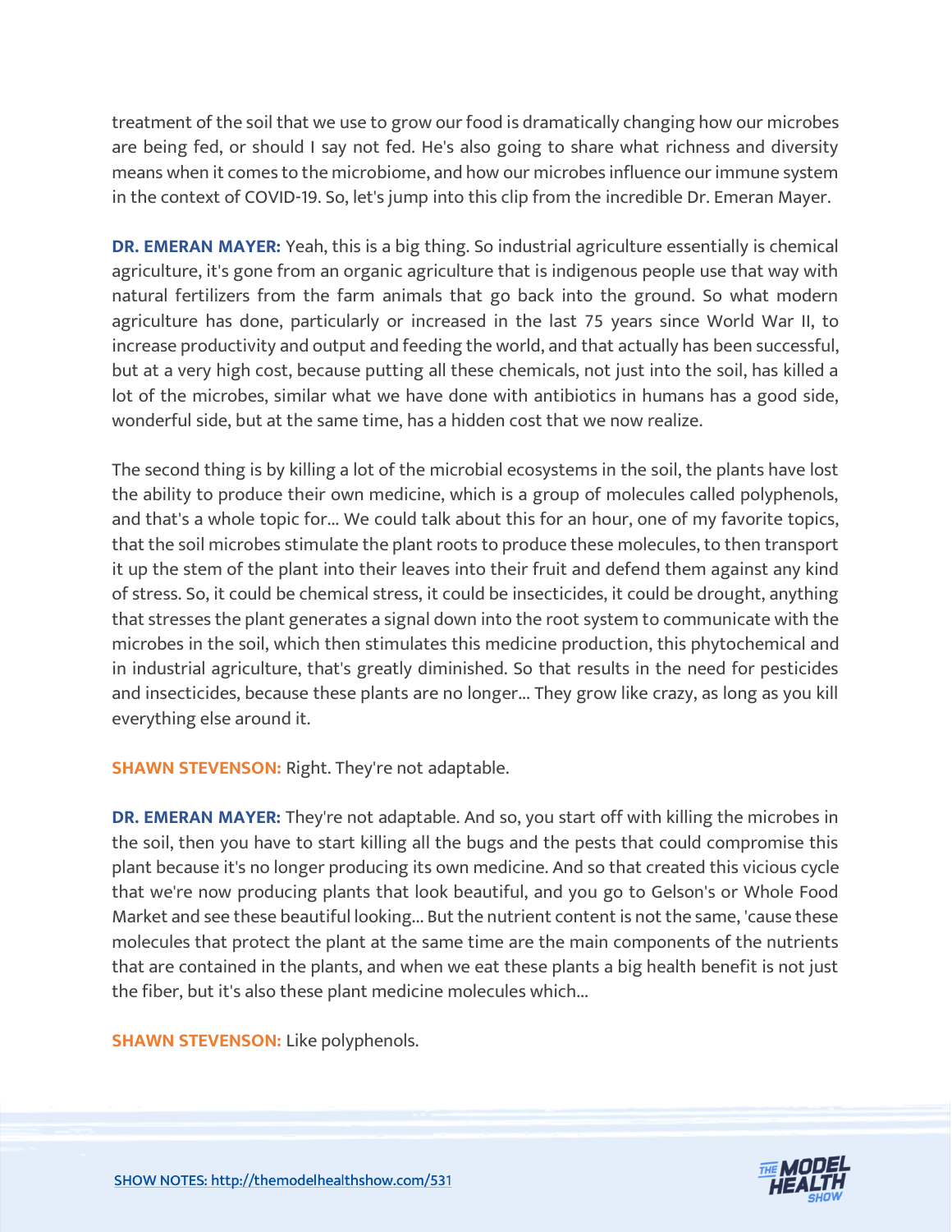treatment of the soil that we use to grow our food is dramatically changing how our microbes are being fed, or should I say not fed. He's also going to share what richness and diversity means when it comes to the microbiome, and how our microbes influence our immune system in the context of COVID-19. So, let's jump into this clip from the incredible Dr. Emeran Mayer.

**DR. EMERAN MAYER:** Yeah, this is a big thing. So industrial agriculture essentially is chemical agriculture, it's gone from an organic agriculture that is indigenous people use that way with natural fertilizers from the farm animals that go back into the ground. So what modern agriculture has done, particularly or increased in the last 75 years since World War II, to increase productivity and output and feeding the world, and that actually has been successful, but at a very high cost, because putting all these chemicals, not just into the soil, has killed a lot of the microbes, similar what we have done with antibiotics in humans has a good side, wonderful side, but at the same time, has a hidden cost that we now realize.

The second thing is by killing a lot of the microbial ecosystems in the soil, the plants have lost the ability to produce their own medicine, which is a group of molecules called polyphenols, and that's a whole topic for... We could talk about this for an hour, one of my favorite topics, that the soil microbes stimulate the plant roots to produce these molecules, to then transport it up the stem of the plant into their leaves into their fruit and defend them against any kind of stress. So, it could be chemical stress, it could be insecticides, it could be drought, anything that stresses the plant generates a signal down into the root system to communicate with the microbes in the soil, which then stimulates this medicine production, this phytochemical and in industrial agriculture, that's greatly diminished. So that results in the need for pesticides and insecticides, because these plants are no longer... They grow like crazy, as long as you kill everything else around it.

**SHAWN STEVENSON:** Right. They're not adaptable.

**DR. EMERAN MAYER:** They're not adaptable. And so, you start off with killing the microbes in the soil, then you have to start killing all the bugs and the pests that could compromise this plant because it's no longer producing its own medicine. And so that created this vicious cycle that we're now producing plants that look beautiful, and you go to Gelson's or Whole Food Market and see these beautiful looking... But the nutrient content is not the same, 'cause these molecules that protect the plant at the same time are the main components of the nutrients that are contained in the plants, and when we eat these plants a big health benefit is not just the fiber, but it's also these plant medicine molecules which...

**SHAWN STEVENSON:** Like polyphenols.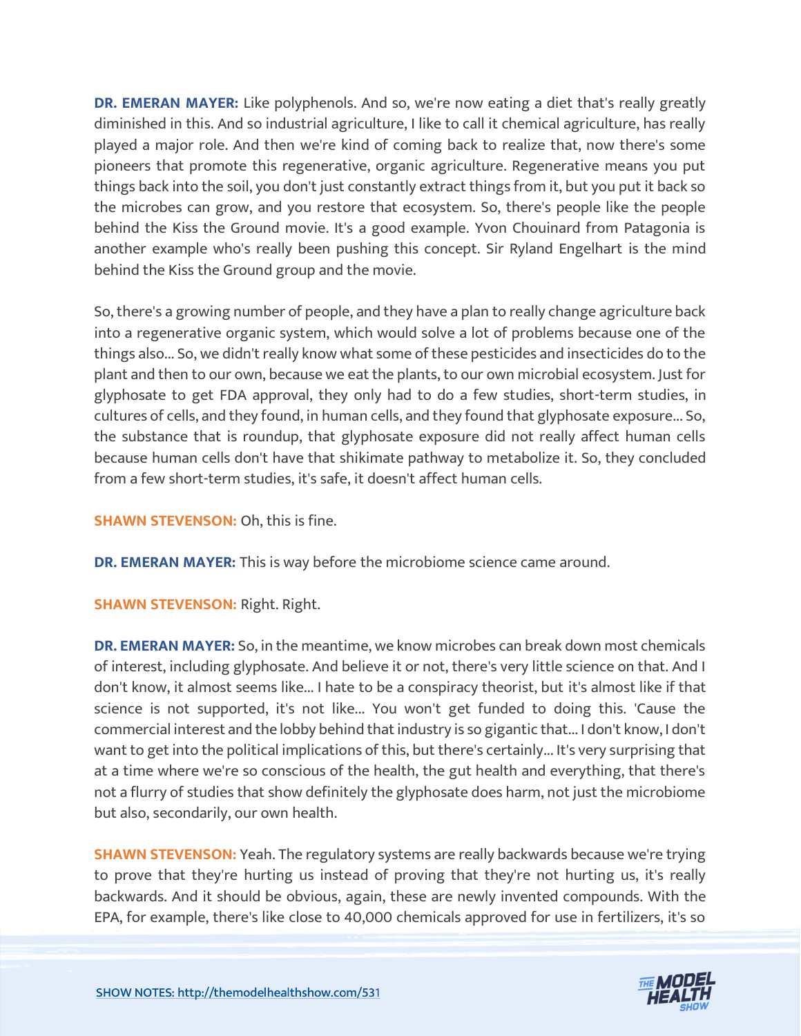**DR. EMERAN MAYER:** Like polyphenols. And so, we're now eating a diet that's really greatly diminished in this. And so industrial agriculture, I like to call it chemical agriculture, has really played a major role. And then we're kind of coming back to realize that, now there's some pioneers that promote this regenerative, organic agriculture. Regenerative means you put things back into the soil, you don't just constantly extract things from it, but you put it back so the microbes can grow, and you restore that ecosystem. So, there's people like the people behind the Kiss the Ground movie. It's a good example. Yvon Chouinard from Patagonia is another example who's really been pushing this concept. Sir Ryland Engelhart is the mind behind the Kiss the Ground group and the movie.

So, there's a growing number of people, and they have a plan to really change agriculture back into a regenerative organic system, which would solve a lot of problems because one of the things also... So, we didn't really know what some of these pesticides and insecticides do to the plant and then to our own, because we eat the plants, to our own microbial ecosystem. Just for glyphosate to get FDA approval, they only had to do a few studies, short-term studies, in cultures of cells, and they found, in human cells, and they found that glyphosate exposure... So, the substance that is roundup, that glyphosate exposure did not really affect human cells because human cells don't have that shikimate pathway to metabolize it. So, they concluded from a few short-term studies, it's safe, it doesn't affect human cells.

**SHAWN STEVENSON:** Oh, this is fine.

**DR. EMERAN MAYER:** This is way before the microbiome science came around.

**SHAWN STEVENSON:** Right. Right.

**DR. EMERAN MAYER:** So, in the meantime, we know microbes can break down most chemicals of interest, including glyphosate. And believe it or not, there's very little science on that. And I don't know, it almost seems like... I hate to be a conspiracy theorist, but it's almost like if that science is not supported, it's not like... You won't get funded to doing this. 'Cause the commercial interest and the lobby behind that industry is so gigantic that... I don't know, I don't want to get into the political implications of this, but there's certainly... It's very surprising that at a time where we're so conscious of the health, the gut health and everything, that there's not a flurry of studies that show definitely the glyphosate does harm, not just the microbiome but also, secondarily, our own health.

**SHAWN STEVENSON:** Yeah. The regulatory systems are really backwards because we're trying to prove that they're hurting us instead of proving that they're not hurting us, it's really backwards. And it should be obvious, again, these are newly invented compounds. With the EPA, for example, there's like close to 40,000 chemicals approved for use in fertilizers, it's so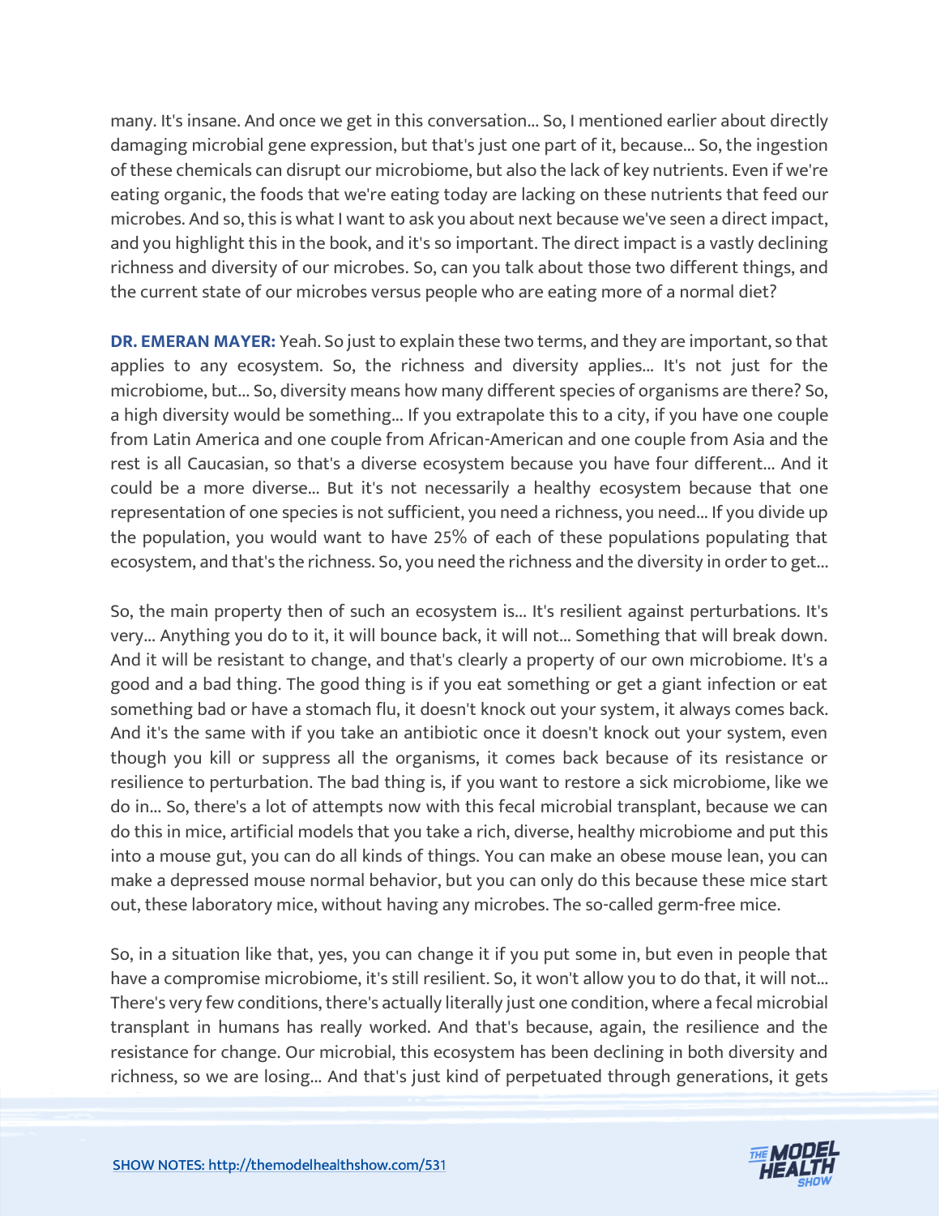many. It's insane. And once we get in this conversation... So, I mentioned earlier about directly damaging microbial gene expression, but that's just one part of it, because... So, the ingestion of these chemicals can disrupt our microbiome, but also the lack of key nutrients. Even if we're eating organic, the foods that we're eating today are lacking on these nutrients that feed our microbes. And so, this is what I want to ask you about next because we've seen a direct impact, and you highlight this in the book, and it's so important. The direct impact is a vastly declining richness and diversity of our microbes. So, can you talk about those two different things, and the current state of our microbes versus people who are eating more of a normal diet?

**DR. EMERAN MAYER:** Yeah. So just to explain these two terms, and they are important, so that applies to any ecosystem. So, the richness and diversity applies... It's not just for the microbiome, but... So, diversity means how many different species of organisms are there? So, a high diversity would be something... If you extrapolate this to a city, if you have one couple from Latin America and one couple from African-American and one couple from Asia and the rest is all Caucasian, so that's a diverse ecosystem because you have four different... And it could be a more diverse... But it's not necessarily a healthy ecosystem because that one representation of one species is not sufficient, you need a richness, you need... If you divide up the population, you would want to have 25% of each of these populations populating that ecosystem, and that's the richness. So, you need the richness and the diversity in order to get...

So, the main property then of such an ecosystem is... It's resilient against perturbations. It's very... Anything you do to it, it will bounce back, it will not... Something that will break down. And it will be resistant to change, and that's clearly a property of our own microbiome. It's a good and a bad thing. The good thing is if you eat something or get a giant infection or eat something bad or have a stomach flu, it doesn't knock out your system, it always comes back. And it's the same with if you take an antibiotic once it doesn't knock out your system, even though you kill or suppress all the organisms, it comes back because of its resistance or resilience to perturbation. The bad thing is, if you want to restore a sick microbiome, like we do in... So, there's a lot of attempts now with this fecal microbial transplant, because we can do this in mice, artificial models that you take a rich, diverse, healthy microbiome and put this into a mouse gut, you can do all kinds of things. You can make an obese mouse lean, you can make a depressed mouse normal behavior, but you can only do this because these mice start out, these laboratory mice, without having any microbes. The so-called germ-free mice.

So, in a situation like that, yes, you can change it if you put some in, but even in people that have a compromise microbiome, it's still resilient. So, it won't allow you to do that, it will not... There's very few conditions, there's actually literally just one condition, where a fecal microbial transplant in humans has really worked. And that's because, again, the resilience and the resistance for change. Our microbial, this ecosystem has been declining in both diversity and richness, so we are losing... And that's just kind of perpetuated through generations, it gets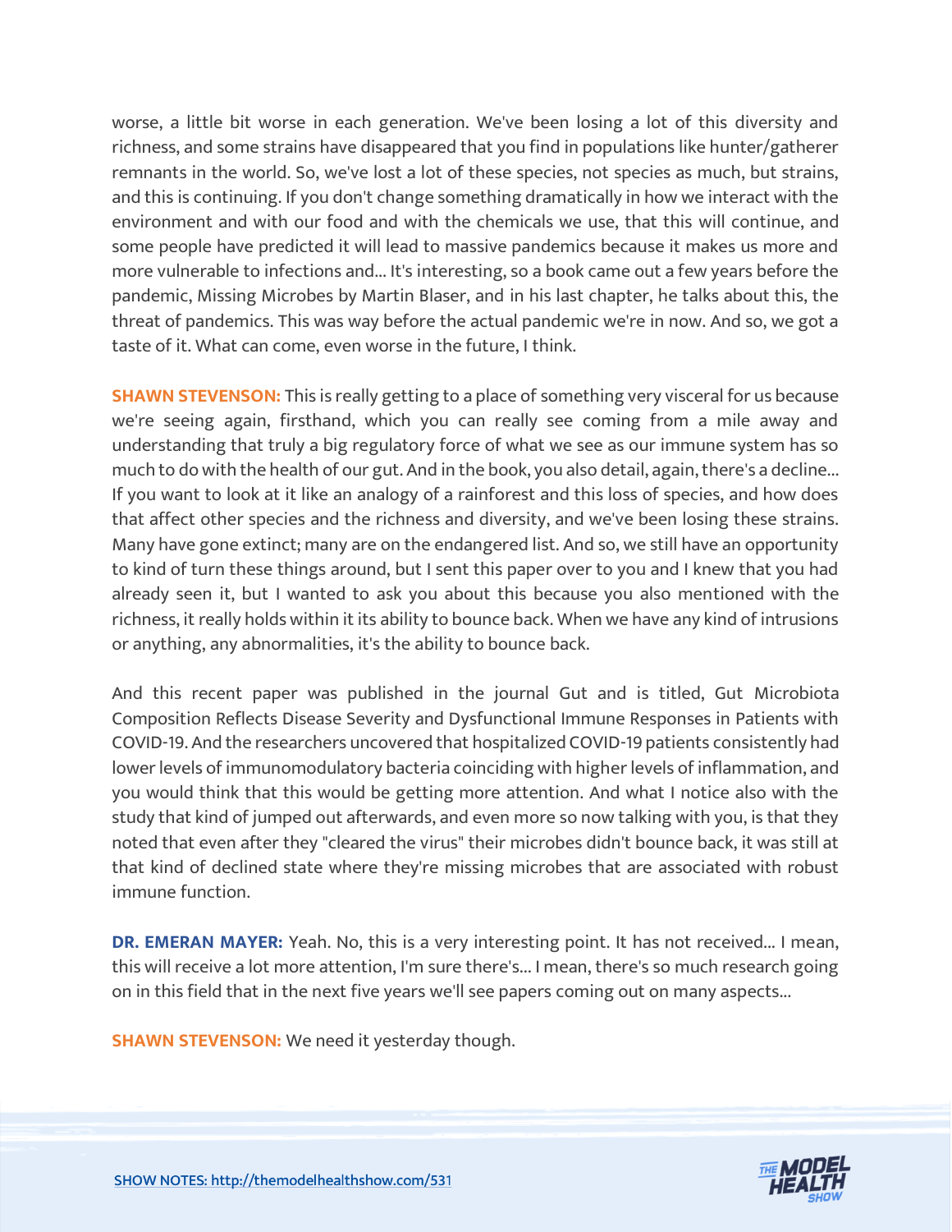worse, a little bit worse in each generation. We've been losing a lot of this diversity and richness, and some strains have disappeared that you find in populations like hunter/gatherer remnants in the world. So, we've lost a lot of these species, not species as much, but strains, and this is continuing. If you don't change something dramatically in how we interact with the environment and with our food and with the chemicals we use, that this will continue, and some people have predicted it will lead to massive pandemics because it makes us more and more vulnerable to infections and... It's interesting, so a book came out a few years before the pandemic, Missing Microbes by Martin Blaser, and in his last chapter, he talks about this, the threat of pandemics. This was way before the actual pandemic we're in now. And so, we got a taste of it. What can come, even worse in the future, I think.

**SHAWN STEVENSON:** This is really getting to a place of something very visceral for us because we're seeing again, firsthand, which you can really see coming from a mile away and understanding that truly a big regulatory force of what we see as our immune system has so much to do with the health of our gut. And in the book, you also detail, again, there's a decline... If you want to look at it like an analogy of a rainforest and this loss of species, and how does that affect other species and the richness and diversity, and we've been losing these strains. Many have gone extinct; many are on the endangered list. And so, we still have an opportunity to kind of turn these things around, but I sent this paper over to you and I knew that you had already seen it, but I wanted to ask you about this because you also mentioned with the richness, it really holds within it its ability to bounce back. When we have any kind of intrusions or anything, any abnormalities, it's the ability to bounce back.

And this recent paper was published in the journal Gut and is titled, Gut Microbiota Composition Reflects Disease Severity and Dysfunctional Immune Responses in Patients with COVID-19. And the researchers uncovered that hospitalized COVID-19 patients consistently had lower levels of immunomodulatory bacteria coinciding with higher levels of inflammation, and you would think that this would be getting more attention. And what I notice also with the study that kind of jumped out afterwards, and even more so now talking with you, is that they noted that even after they "cleared the virus" their microbes didn't bounce back, it was still at that kind of declined state where they're missing microbes that are associated with robust immune function.

**DR. EMERAN MAYER:** Yeah. No, this is a very interesting point. It has not received... I mean, this will receive a lot more attention, I'm sure there's... I mean, there's so much research going on in this field that in the next five years we'll see papers coming out on many aspects...

**SHAWN STEVENSON:** We need it yesterday though.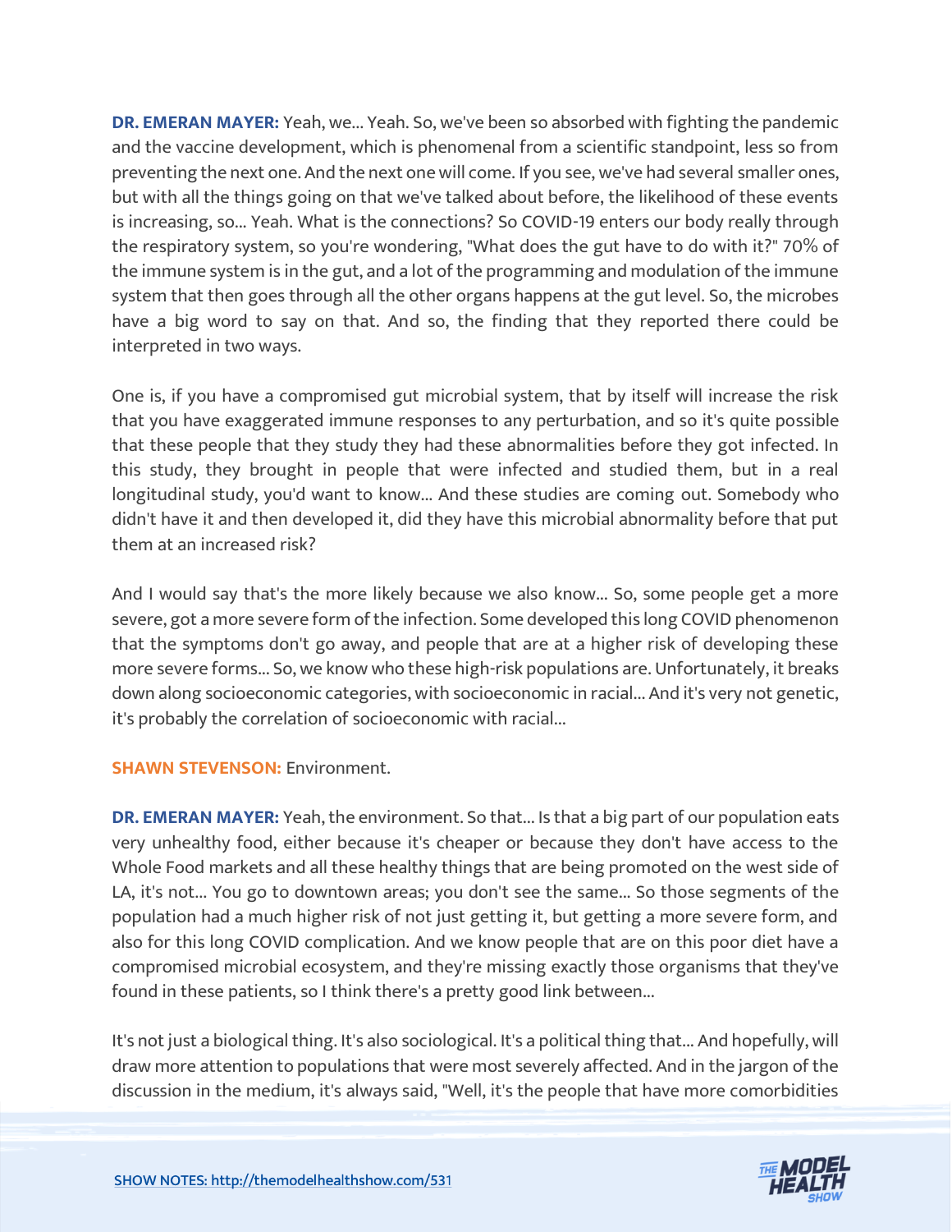**DR. EMERAN MAYER:** Yeah, we... Yeah. So, we've been so absorbed with fighting the pandemic and the vaccine development, which is phenomenal from a scientific standpoint, less so from preventing the next one. And the next one will come. If you see, we've had several smaller ones, but with all the things going on that we've talked about before, the likelihood of these events is increasing, so... Yeah. What is the connections? So COVID-19 enters our body really through the respiratory system, so you're wondering, "What does the gut have to do with it?" 70% of the immune system is in the gut, and a lot of the programming and modulation of the immune system that then goes through all the other organs happens at the gut level. So, the microbes have a big word to say on that. And so, the finding that they reported there could be interpreted in two ways.

One is, if you have a compromised gut microbial system, that by itself will increase the risk that you have exaggerated immune responses to any perturbation, and so it's quite possible that these people that they study they had these abnormalities before they got infected. In this study, they brought in people that were infected and studied them, but in a real longitudinal study, you'd want to know... And these studies are coming out. Somebody who didn't have it and then developed it, did they have this microbial abnormality before that put them at an increased risk?

And I would say that's the more likely because we also know... So, some people get a more severe, got a more severe form of the infection. Some developed this long COVID phenomenon that the symptoms don't go away, and people that are at a higher risk of developing these more severe forms... So, we know who these high-risk populations are. Unfortunately, it breaks down along socioeconomic categories, with socioeconomic in racial... And it's very not genetic, it's probably the correlation of socioeconomic with racial...

**SHAWN STEVENSON:** Environment.

**DR. EMERAN MAYER:** Yeah, the environment. So that... Is that a big part of our population eats very unhealthy food, either because it's cheaper or because they don't have access to the Whole Food markets and all these healthy things that are being promoted on the west side of LA, it's not... You go to downtown areas; you don't see the same... So those segments of the population had a much higher risk of not just getting it, but getting a more severe form, and also for this long COVID complication. And we know people that are on this poor diet have a compromised microbial ecosystem, and they're missing exactly those organisms that they've found in these patients, so I think there's a pretty good link between...

It's not just a biological thing. It's also sociological. It's a political thing that... And hopefully, will draw more attention to populations that were most severely affected. And in the jargon of the discussion in the medium, it's always said, "Well, it's the people that have more comorbidities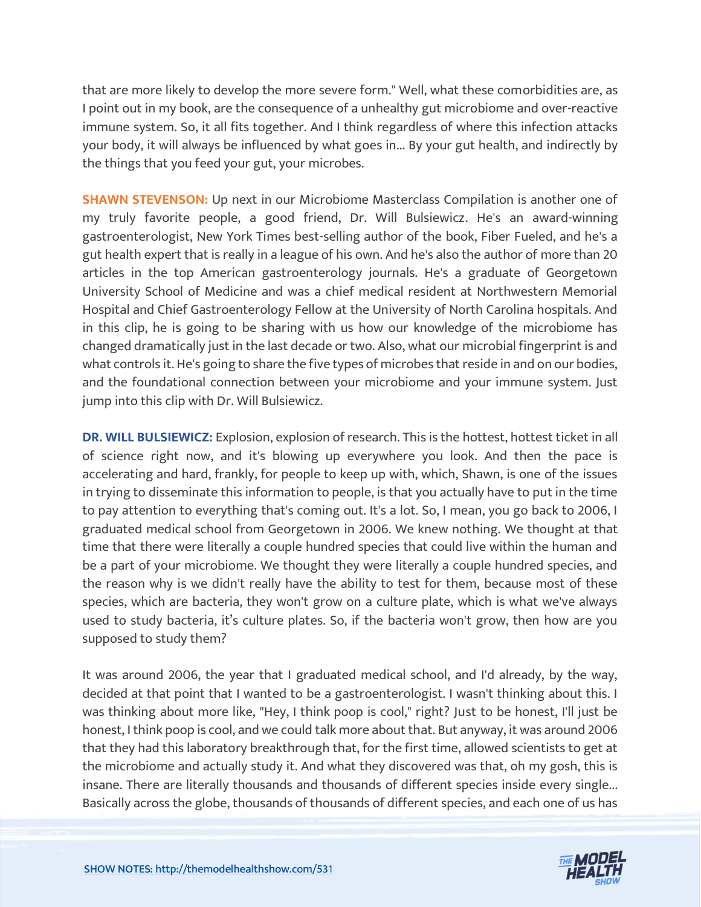that are more likely to develop the more severe form." Well, what these comorbidities are, as I point out in my book, are the consequence of a unhealthy gut microbiome and over-reactive immune system. So, it all fits together. And I think regardless of where this infection attacks your body, it will always be influenced by what goes in... By your gut health, and indirectly by the things that you feed your gut, your microbes.

**SHAWN STEVENSON:** Up next in our Microbiome Masterclass Compilation is another one of my truly favorite people, a good friend, Dr. Will Bulsiewicz. He's an award-winning gastroenterologist, New York Times best-selling author of the book, Fiber Fueled, and he's a gut health expert that is really in a league of his own. And he's also the author of more than 20 articles in the top American gastroenterology journals. He's a graduate of Georgetown University School of Medicine and was a chief medical resident at Northwestern Memorial Hospital and Chief Gastroenterology Fellow at the University of North Carolina hospitals. And in this clip, he is going to be sharing with us how our knowledge of the microbiome has changed dramatically just in the last decade or two. Also, what our microbial fingerprint is and what controls it. He's going to share the five types of microbes that reside in and on our bodies, and the foundational connection between your microbiome and your immune system. Just jump into this clip with Dr. Will Bulsiewicz.

**DR. WILL BULSIEWICZ:** Explosion, explosion of research. This is the hottest, hottest ticket in all of science right now, and it's blowing up everywhere you look. And then the pace is accelerating and hard, frankly, for people to keep up with, which, Shawn, is one of the issues in trying to disseminate this information to people, is that you actually have to put in the time to pay attention to everything that's coming out. It's a lot. So, I mean, you go back to 2006, I graduated medical school from Georgetown in 2006. We knew nothing. We thought at that time that there were literally a couple hundred species that could live within the human and be a part of your microbiome. We thought they were literally a couple hundred species, and the reason why is we didn't really have the ability to test for them, because most of these species, which are bacteria, they won't grow on a culture plate, which is what we've always used to study bacteria, it's culture plates. So, if the bacteria won't grow, then how are you supposed to study them?

It was around 2006, the year that I graduated medical school, and I'd already, by the way, decided at that point that I wanted to be a gastroenterologist. I wasn't thinking about this. I was thinking about more like, "Hey, I think poop is cool," right? Just to be honest, I'll just be honest, I think poop is cool, and we could talk more about that. But anyway, it was around 2006 that they had this laboratory breakthrough that, for the first time, allowed scientists to get at the microbiome and actually study it. And what they discovered was that, oh my gosh, this is insane. There are literally thousands and thousands of different species inside every single... Basically across the globe, thousands of thousands of different species, and each one of us has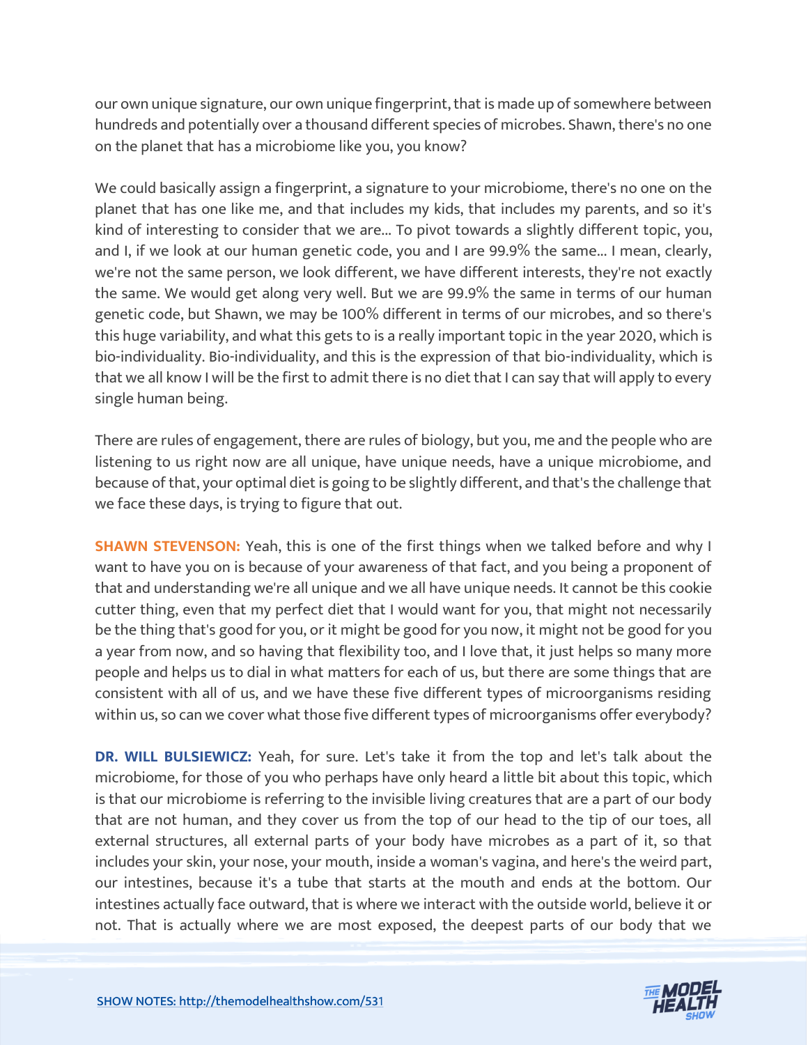our own unique signature, our own unique fingerprint, that is made up of somewhere between hundreds and potentially over a thousand different species of microbes. Shawn, there's no one on the planet that has a microbiome like you, you know?

We could basically assign a fingerprint, a signature to your microbiome, there's no one on the planet that has one like me, and that includes my kids, that includes my parents, and so it's kind of interesting to consider that we are... To pivot towards a slightly different topic, you, and I, if we look at our human genetic code, you and I are 99.9% the same... I mean, clearly, we're not the same person, we look different, we have different interests, they're not exactly the same. We would get along very well. But we are 99.9% the same in terms of our human genetic code, but Shawn, we may be 100% different in terms of our microbes, and so there's this huge variability, and what this gets to is a really important topic in the year 2020, which is bio-individuality. Bio-individuality, and this is the expression of that bio-individuality, which is that we all know I will be the first to admit there is no diet that I can say that will apply to every single human being.

There are rules of engagement, there are rules of biology, but you, me and the people who are listening to us right now are all unique, have unique needs, have a unique microbiome, and because of that, your optimal diet is going to be slightly different, and that's the challenge that we face these days, is trying to figure that out.

**SHAWN STEVENSON:** Yeah, this is one of the first things when we talked before and why I want to have you on is because of your awareness of that fact, and you being a proponent of that and understanding we're all unique and we all have unique needs. It cannot be this cookie cutter thing, even that my perfect diet that I would want for you, that might not necessarily be the thing that's good for you, or it might be good for you now, it might not be good for you a year from now, and so having that flexibility too, and I love that, it just helps so many more people and helps us to dial in what matters for each of us, but there are some things that are consistent with all of us, and we have these five different types of microorganisms residing within us, so can we cover what those five different types of microorganisms offer everybody?

**DR. WILL BULSIEWICZ:** Yeah, for sure. Let's take it from the top and let's talk about the microbiome, for those of you who perhaps have only heard a little bit about this topic, which is that our microbiome is referring to the invisible living creatures that are a part of our body that are not human, and they cover us from the top of our head to the tip of our toes, all external structures, all external parts of your body have microbes as a part of it, so that includes your skin, your nose, your mouth, inside a woman's vagina, and here's the weird part, our intestines, because it's a tube that starts at the mouth and ends at the bottom. Our intestines actually face outward, that is where we interact with the outside world, believe it or not. That is actually where we are most exposed, the deepest parts of our body that we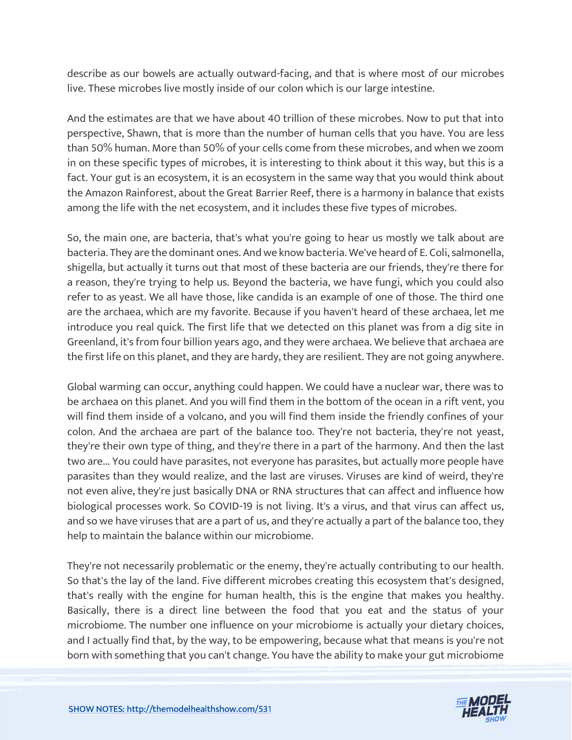describe as our bowels are actually outward-facing, and that is where most of our microbes live. These microbes live mostly inside of our colon which is our large intestine.

And the estimates are that we have about 40 trillion of these microbes. Now to put that into perspective, Shawn, that is more than the number of human cells that you have. You are less than 50% human. More than 50% of your cells come from these microbes, and when we zoom in on these specific types of microbes, it is interesting to think about it this way, but this is a fact. Your gut is an ecosystem, it is an ecosystem in the same way that you would think about the Amazon Rainforest, about the Great Barrier Reef, there is a harmony in balance that exists among the life with the net ecosystem, and it includes these five types of microbes.

So, the main one, are bacteria, that's what you're going to hear us mostly we talk about are bacteria. They are the dominant ones. And we know bacteria. We've heard of E. Coli, salmonella, shigella, but actually it turns out that most of these bacteria are our friends, they're there for a reason, they're trying to help us. Beyond the bacteria, we have fungi, which you could also refer to as yeast. We all have those, like candida is an example of one of those. The third one are the archaea, which are my favorite. Because if you haven't heard of these archaea, let me introduce you real quick. The first life that we detected on this planet was from a dig site in Greenland, it's from four billion years ago, and they were archaea. We believe that archaea are the first life on this planet, and they are hardy, they are resilient. They are not going anywhere.

Global warming can occur, anything could happen. We could have a nuclear war, there was to be archaea on this planet. And you will find them in the bottom of the ocean in a rift vent, you will find them inside of a volcano, and you will find them inside the friendly confines of your colon. And the archaea are part of the balance too. They're not bacteria, they're not yeast, they're their own type of thing, and they're there in a part of the harmony. And then the last two are... You could have parasites, not everyone has parasites, but actually more people have parasites than they would realize, and the last are viruses. Viruses are kind of weird, they're not even alive, they're just basically DNA or RNA structures that can affect and influence how biological processes work. So COVID-19 is not living. It's a virus, and that virus can affect us, and so we have viruses that are a part of us, and they're actually a part of the balance too, they help to maintain the balance within our microbiome.

They're not necessarily problematic or the enemy, they're actually contributing to our health. So that's the lay of the land. Five different microbes creating this ecosystem that's designed, that's really with the engine for human health, this is the engine that makes you healthy. Basically, there is a direct line between the food that you eat and the status of your microbiome. The number one influence on your microbiome is actually your dietary choices, and I actually find that, by the way, to be empowering, because what that means is you're not born with something that you can't change. You have the ability to make your gut microbiome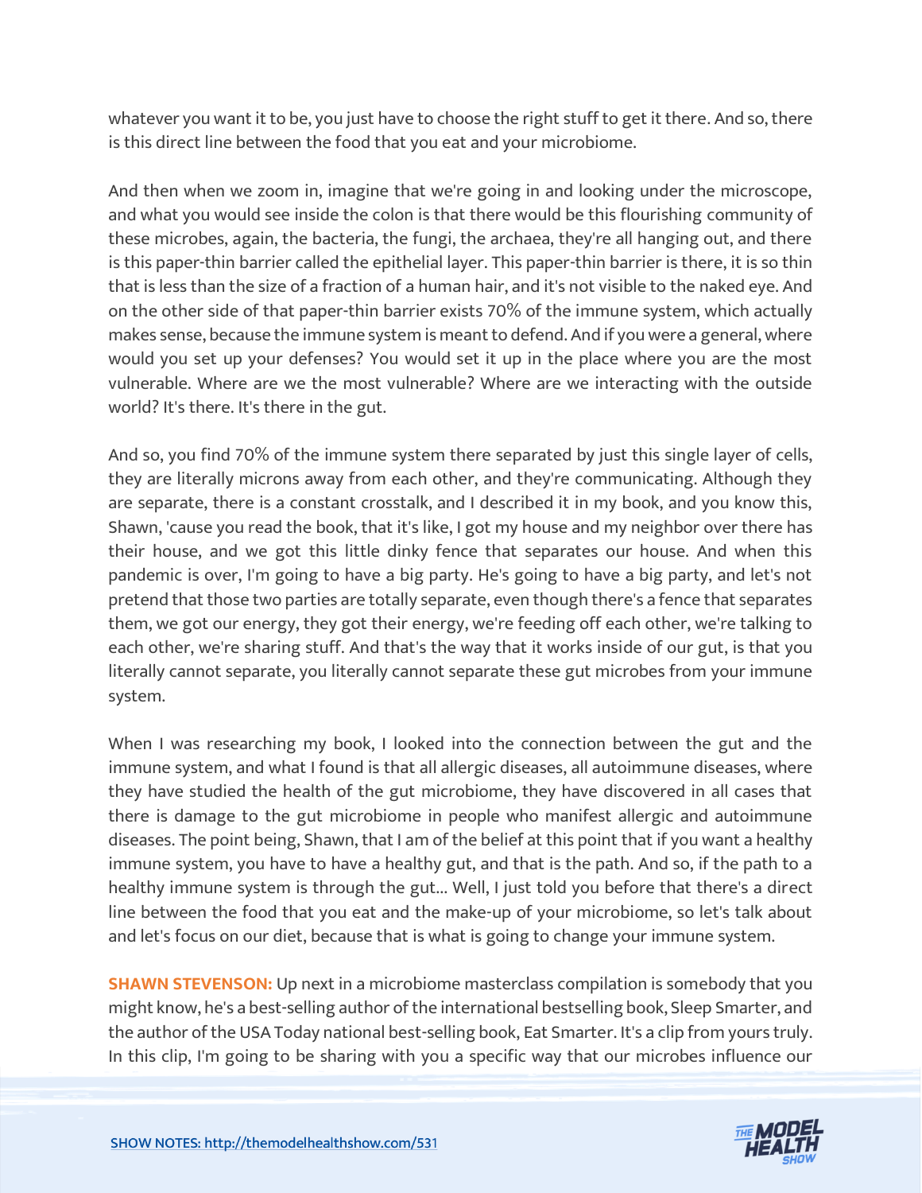whatever you want it to be, you just have to choose the right stuff to get it there. And so, there is this direct line between the food that you eat and your microbiome.

And then when we zoom in, imagine that we're going in and looking under the microscope, and what you would see inside the colon is that there would be this flourishing community of these microbes, again, the bacteria, the fungi, the archaea, they're all hanging out, and there is this paper-thin barrier called the epithelial layer. This paper-thin barrier is there, it is so thin that is less than the size of a fraction of a human hair, and it's not visible to the naked eye. And on the other side of that paper-thin barrier exists 70% of the immune system, which actually makes sense, because the immune system is meant to defend. And if you were a general, where would you set up your defenses? You would set it up in the place where you are the most vulnerable. Where are we the most vulnerable? Where are we interacting with the outside world? It's there. It's there in the gut.

And so, you find 70% of the immune system there separated by just this single layer of cells, they are literally microns away from each other, and they're communicating. Although they are separate, there is a constant crosstalk, and I described it in my book, and you know this, Shawn, 'cause you read the book, that it's like, I got my house and my neighbor over there has their house, and we got this little dinky fence that separates our house. And when this pandemic is over, I'm going to have a big party. He's going to have a big party, and let's not pretend that those two parties are totally separate, even though there's a fence that separates them, we got our energy, they got their energy, we're feeding off each other, we're talking to each other, we're sharing stuff. And that's the way that it works inside of our gut, is that you literally cannot separate, you literally cannot separate these gut microbes from your immune system.

When I was researching my book, I looked into the connection between the gut and the immune system, and what I found is that all allergic diseases, all autoimmune diseases, where they have studied the health of the gut microbiome, they have discovered in all cases that there is damage to the gut microbiome in people who manifest allergic and autoimmune diseases. The point being, Shawn, that I am of the belief at this point that if you want a healthy immune system, you have to have a healthy gut, and that is the path. And so, if the path to a healthy immune system is through the gut... Well, I just told you before that there's a direct line between the food that you eat and the make-up of your microbiome, so let's talk about and let's focus on our diet, because that is what is going to change your immune system.

**SHAWN STEVENSON:** Up next in a microbiome masterclass compilation is somebody that you might know, he's a best-selling author of the international bestselling book, Sleep Smarter, and the author of the USA Today national best-selling book, Eat Smarter. It's a clip from yours truly. In this clip, I'm going to be sharing with you a specific way that our microbes influence our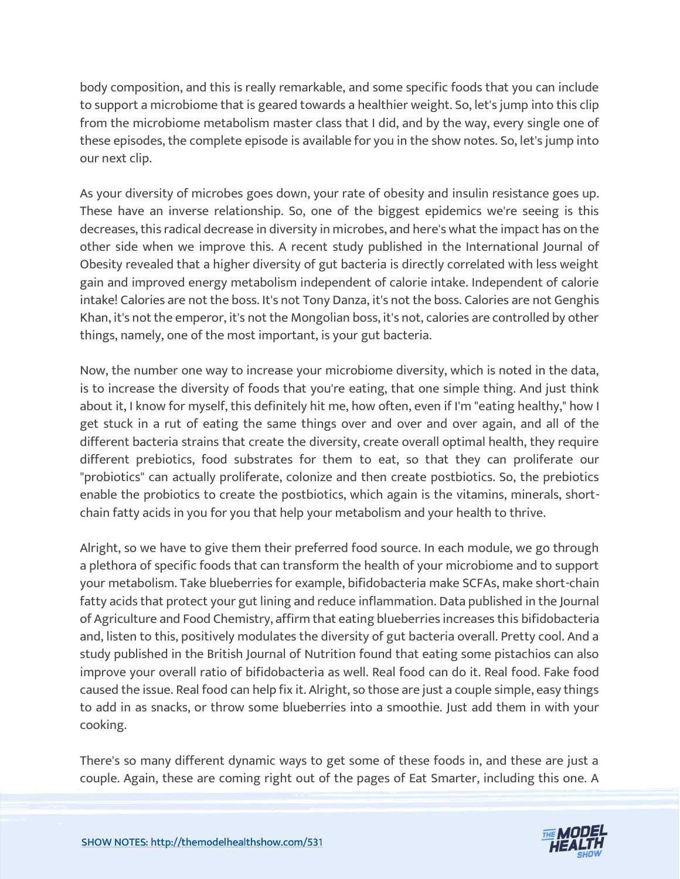body composition, and this is really remarkable, and some specific foods that you can include to support a microbiome that is geared towards a healthier weight. So, let's jump into this clip from the microbiome metabolism master class that I did, and by the way, every single one of these episodes, the complete episode is available for you in the show notes. So, let's jump into our next clip.

As your diversity of microbes goes down, your rate of obesity and insulin resistance goes up. These have an inverse relationship. So, one of the biggest epidemics we're seeing is this decreases, this radical decrease in diversity in microbes, and here's what the impact has on the other side when we improve this. A recent study published in the International Journal of Obesity revealed that a higher diversity of gut bacteria is directly correlated with less weight gain and improved energy metabolism independent of calorie intake. Independent of calorie intake! Calories are not the boss. It's not Tony Danza, it's not the boss. Calories are not Genghis Khan, it's not the emperor, it's not the Mongolian boss, it's not, calories are controlled by other things, namely, one of the most important, is your gut bacteria.

Now, the number one way to increase your microbiome diversity, which is noted in the data, is to increase the diversity of foods that you're eating, that one simple thing. And just think about it, I know for myself, this definitely hit me, how often, even if I'm "eating healthy," how I get stuck in a rut of eating the same things over and over and over again, and all of the different bacteria strains that create the diversity, create overall optimal health, they require different prebiotics, food substrates for them to eat, so that they can proliferate our "probiotics" can actually proliferate, colonize and then create postbiotics. So, the prebiotics enable the probiotics to create the postbiotics, which again is the vitamins, minerals, short-chain fatty acids in you for you that help your metabolism and your health to thrive.

Alright, so we have to give them their preferred food source. In each module, we go through a plethora of specific foods that can transform the health of your microbiome and to support your metabolism. Take blueberries for example, bifidobacteria make SCFAs, make short-chain fatty acids that protect your gut lining and reduce inflammation. Data published in the Journal of Agriculture and Food Chemistry, affirm that eating blueberries increases this bifidobacteria and, listen to this, positively modulates the diversity of gut bacteria overall. Pretty cool. And a study published in the British Journal of Nutrition found that eating some pistachios can also improve your overall ratio of bifidobacteria as well. Real food can do it. Real food. Fake food caused the issue. Real food can help fix it. Alright, so those are just a couple simple, easy things to add in as snacks, or throw some blueberries into a smoothie. Just add them in with your cooking.

There's so many different dynamic ways to get some of these foods in, and these are just a couple. Again, these are coming right out of the pages of Eat Smarter, including this one. A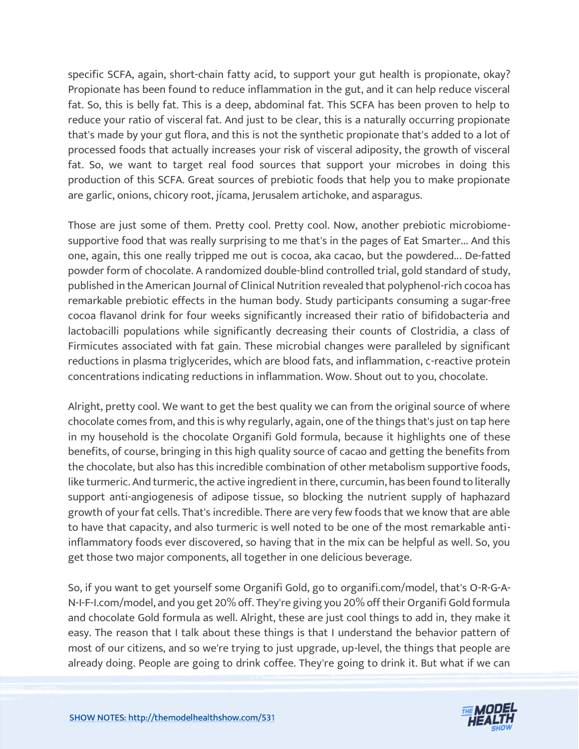specific SCFA, again, short-chain fatty acid, to support your gut health is propionate, okay? Propionate has been found to reduce inflammation in the gut, and it can help reduce visceral fat. So, this is belly fat. This is a deep, abdominal fat. This SCFA has been proven to help to reduce your ratio of visceral fat. And just to be clear, this is a naturally occurring propionate that's made by your gut flora, and this is not the synthetic propionate that's added to a lot of processed foods that actually increases your risk of visceral adiposity, the growth of visceral fat. So, we want to target real food sources that support your microbes in doing this production of this SCFA. Great sources of prebiotic foods that help you to make propionate are garlic, onions, chicory root, jícama, Jerusalem artichoke, and asparagus.

Those are just some of them. Pretty cool. Pretty cool. Now, another prebiotic microbiome-supportive food that was really surprising to me that's in the pages of Eat Smarter... And this one, again, this one really tripped me out is cocoa, aka cacao, but the powdered... De-fatted powder form of chocolate. A randomized double-blind controlled trial, gold standard of study, published in the American Journal of Clinical Nutrition revealed that polyphenol-rich cocoa has remarkable prebiotic effects in the human body. Study participants consuming a sugar-free cocoa flavanol drink for four weeks significantly increased their ratio of bifidobacteria and lactobacilli populations while significantly decreasing their counts of Clostridia, a class of Firmicutes associated with fat gain. These microbial changes were paralleled by significant reductions in plasma triglycerides, which are blood fats, and inflammation, c-reactive protein concentrations indicating reductions in inflammation. Wow. Shout out to you, chocolate.

Alright, pretty cool. We want to get the best quality we can from the original source of where chocolate comes from, and this is why regularly, again, one of the things that's just on tap here in my household is the chocolate Organifi Gold formula, because it highlights one of these benefits, of course, bringing in this high quality source of cacao and getting the benefits from the chocolate, but also has this incredible combination of other metabolism supportive foods, like turmeric. And turmeric, the active ingredient in there, curcumin, has been found to literally support anti-angiogenesis of adipose tissue, so blocking the nutrient supply of haphazard growth of your fat cells. That's incredible. There are very few foods that we know that are able to have that capacity, and also turmeric is well noted to be one of the most remarkable anti-inflammatory foods ever discovered, so having that in the mix can be helpful as well. So, you get those two major components, all together in one delicious beverage.

So, if you want to get yourself some Organifi Gold, go to organifi.com/model, that's O-R-G-A-N-I-F-I.com/model, and you get 20% off. They're giving you 20% off their Organifi Gold formula and chocolate Gold formula as well. Alright, these are just cool things to add in, they make it easy. The reason that I talk about these things is that I understand the behavior pattern of most of our citizens, and so we're trying to just upgrade, up-level, the things that people are already doing. People are going to drink coffee. They're going to drink it. But what if we can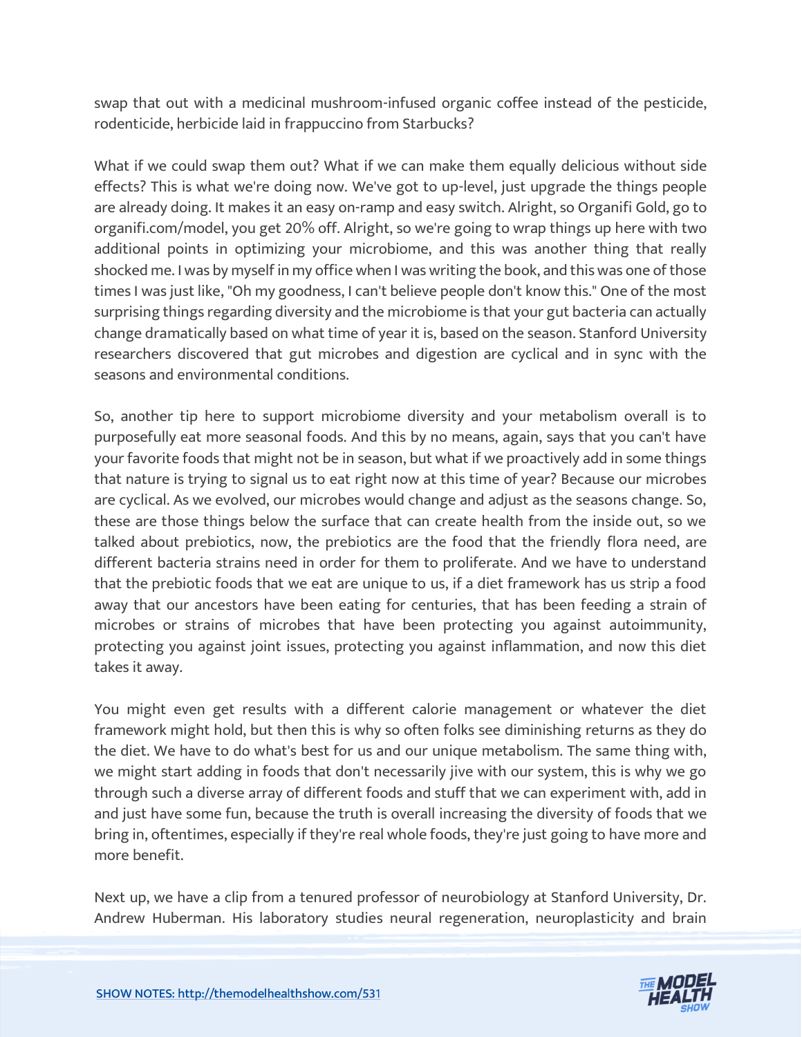swap that out with a medicinal mushroom-infused organic coffee instead of the pesticide, rodenticide, herbicide laid in frappuccino from Starbucks?

What if we could swap them out? What if we can make them equally delicious without side effects? This is what we're doing now. We've got to up-level, just upgrade the things people are already doing. It makes it an easy on-ramp and easy switch. Alright, so Organifi Gold, go to organifi.com/model, you get 20% off. Alright, so we're going to wrap things up here with two additional points in optimizing your microbiome, and this was another thing that really shocked me. I was by myself in my office when I was writing the book, and this was one of those times I was just like, "Oh my goodness, I can't believe people don't know this." One of the most surprising things regarding diversity and the microbiome is that your gut bacteria can actually change dramatically based on what time of year it is, based on the season. Stanford University researchers discovered that gut microbes and digestion are cyclical and in sync with the seasons and environmental conditions.

So, another tip here to support microbiome diversity and your metabolism overall is to purposefully eat more seasonal foods. And this by no means, again, says that you can't have your favorite foods that might not be in season, but what if we proactively add in some things that nature is trying to signal us to eat right now at this time of year? Because our microbes are cyclical. As we evolved, our microbes would change and adjust as the seasons change. So, these are those things below the surface that can create health from the inside out, so we talked about prebiotics, now, the prebiotics are the food that the friendly flora need, are different bacteria strains need in order for them to proliferate. And we have to understand that the prebiotic foods that we eat are unique to us, if a diet framework has us strip a food away that our ancestors have been eating for centuries, that has been feeding a strain of microbes or strains of microbes that have been protecting you against autoimmunity, protecting you against joint issues, protecting you against inflammation, and now this diet takes it away.

You might even get results with a different calorie management or whatever the diet framework might hold, but then this is why so often folks see diminishing returns as they do the diet. We have to do what's best for us and our unique metabolism. The same thing with, we might start adding in foods that don't necessarily jive with our system, this is why we go through such a diverse array of different foods and stuff that we can experiment with, add in and just have some fun, because the truth is overall increasing the diversity of foods that we bring in, oftentimes, especially if they're real whole foods, they're just going to have more and more benefit.

Next up, we have a clip from a tenured professor of neurobiology at Stanford University, Dr. Andrew Huberman. His laboratory studies neural regeneration, neuroplasticity and brain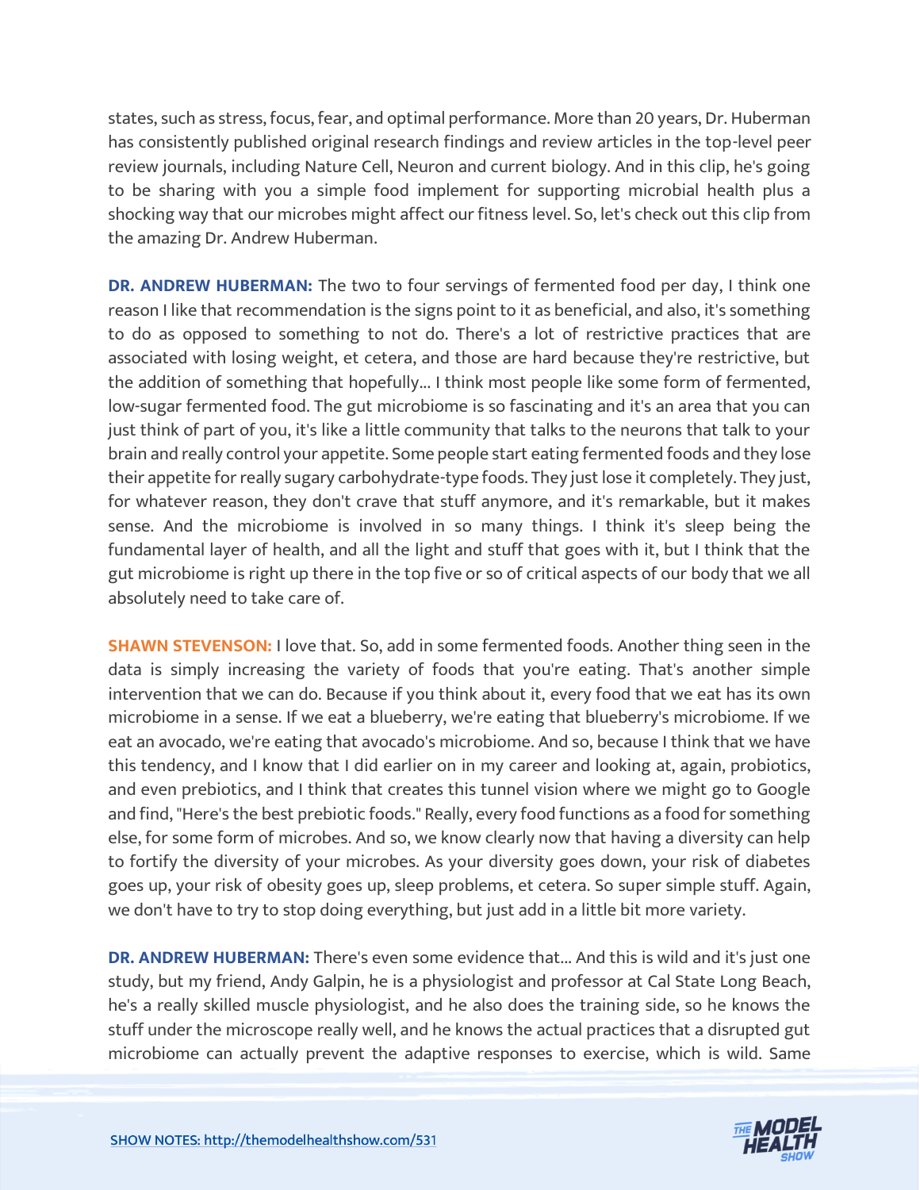states, such as stress, focus, fear, and optimal performance. More than 20 years, Dr. Huberman has consistently published original research findings and review articles in the top-level peer review journals, including Nature Cell, Neuron and current biology. And in this clip, he's going to be sharing with you a simple food implement for supporting microbial health plus a shocking way that our microbes might affect our fitness level. So, let's check out this clip from the amazing Dr. Andrew Huberman.

**DR. ANDREW HUBERMAN:** The two to four servings of fermented food per day, I think one reason I like that recommendation is the signs point to it as beneficial, and also, it's something to do as opposed to something to not do. There's a lot of restrictive practices that are associated with losing weight, et cetera, and those are hard because they're restrictive, but the addition of something that hopefully... I think most people like some form of fermented, low-sugar fermented food. The gut microbiome is so fascinating and it's an area that you can just think of part of you, it's like a little community that talks to the neurons that talk to your brain and really control your appetite. Some people start eating fermented foods and they lose their appetite for really sugary carbohydrate-type foods. They just lose it completely. They just, for whatever reason, they don't crave that stuff anymore, and it's remarkable, but it makes sense. And the microbiome is involved in so many things. I think it's sleep being the fundamental layer of health, and all the light and stuff that goes with it, but I think that the gut microbiome is right up there in the top five or so of critical aspects of our body that we all absolutely need to take care of.

**SHAWN STEVENSON:** I love that. So, add in some fermented foods. Another thing seen in the data is simply increasing the variety of foods that you're eating. That's another simple intervention that we can do. Because if you think about it, every food that we eat has its own microbiome in a sense. If we eat a blueberry, we're eating that blueberry's microbiome. If we eat an avocado, we're eating that avocado's microbiome. And so, because I think that we have this tendency, and I know that I did earlier on in my career and looking at, again, probiotics, and even prebiotics, and I think that creates this tunnel vision where we might go to Google and find, "Here's the best prebiotic foods." Really, every food functions as a food for something else, for some form of microbes. And so, we know clearly now that having a diversity can help to fortify the diversity of your microbes. As your diversity goes down, your risk of diabetes goes up, your risk of obesity goes up, sleep problems, et cetera. So super simple stuff. Again, we don't have to try to stop doing everything, but just add in a little bit more variety.

**DR. ANDREW HUBERMAN:** There's even some evidence that... And this is wild and it's just one study, but my friend, Andy Galpin, he is a physiologist and professor at Cal State Long Beach, he's a really skilled muscle physiologist, and he also does the training side, so he knows the stuff under the microscope really well, and he knows the actual practices that a disrupted gut microbiome can actually prevent the adaptive responses to exercise, which is wild. Same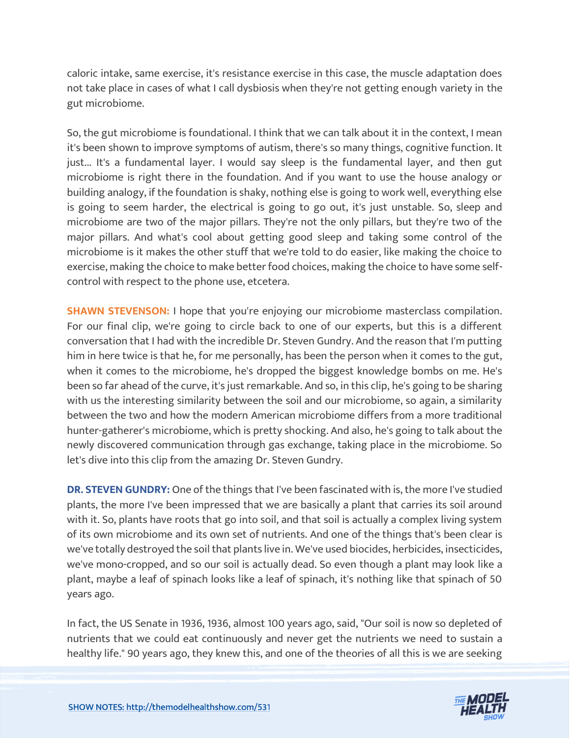caloric intake, same exercise, it's resistance exercise in this case, the muscle adaptation does not take place in cases of what I call dysbiosis when they're not getting enough variety in the gut microbiome.

So, the gut microbiome is foundational. I think that we can talk about it in the context, I mean it's been shown to improve symptoms of autism, there's so many things, cognitive function. It just... It's a fundamental layer. I would say sleep is the fundamental layer, and then gut microbiome is right there in the foundation. And if you want to use the house analogy or building analogy, if the foundation is shaky, nothing else is going to work well, everything else is going to seem harder, the electrical is going to go out, it's just unstable. So, sleep and microbiome are two of the major pillars. They're not the only pillars, but they're two of the major pillars. And what's cool about getting good sleep and taking some control of the microbiome is it makes the other stuff that we're told to do easier, like making the choice to exercise, making the choice to make better food choices, making the choice to have some self-control with respect to the phone use, etcetera.

**SHAWN STEVENSON:** I hope that you're enjoying our microbiome masterclass compilation. For our final clip, we're going to circle back to one of our experts, but this is a different conversation that I had with the incredible Dr. Steven Gundry. And the reason that I'm putting him in here twice is that he, for me personally, has been the person when it comes to the gut, when it comes to the microbiome, he's dropped the biggest knowledge bombs on me. He's been so far ahead of the curve, it's just remarkable. And so, in this clip, he's going to be sharing with us the interesting similarity between the soil and our microbiome, so again, a similarity between the two and how the modern American microbiome differs from a more traditional hunter-gatherer's microbiome, which is pretty shocking. And also, he's going to talk about the newly discovered communication through gas exchange, taking place in the microbiome. So let's dive into this clip from the amazing Dr. Steven Gundry.

**DR. STEVEN GUNDRY:** One of the things that I've been fascinated with is, the more I've studied plants, the more I've been impressed that we are basically a plant that carries its soil around with it. So, plants have roots that go into soil, and that soil is actually a complex living system of its own microbiome and its own set of nutrients. And one of the things that's been clear is we've totally destroyed the soil that plants live in. We've used biocides, herbicides, insecticides, we've mono-cropped, and so our soil is actually dead. So even though a plant may look like a plant, maybe a leaf of spinach looks like a leaf of spinach, it's nothing like that spinach of 50 years ago.

In fact, the US Senate in 1936, 1936, almost 100 years ago, said, "Our soil is now so depleted of nutrients that we could eat continuously and never get the nutrients we need to sustain a healthy life." 90 years ago, they knew this, and one of the theories of all this is we are seeking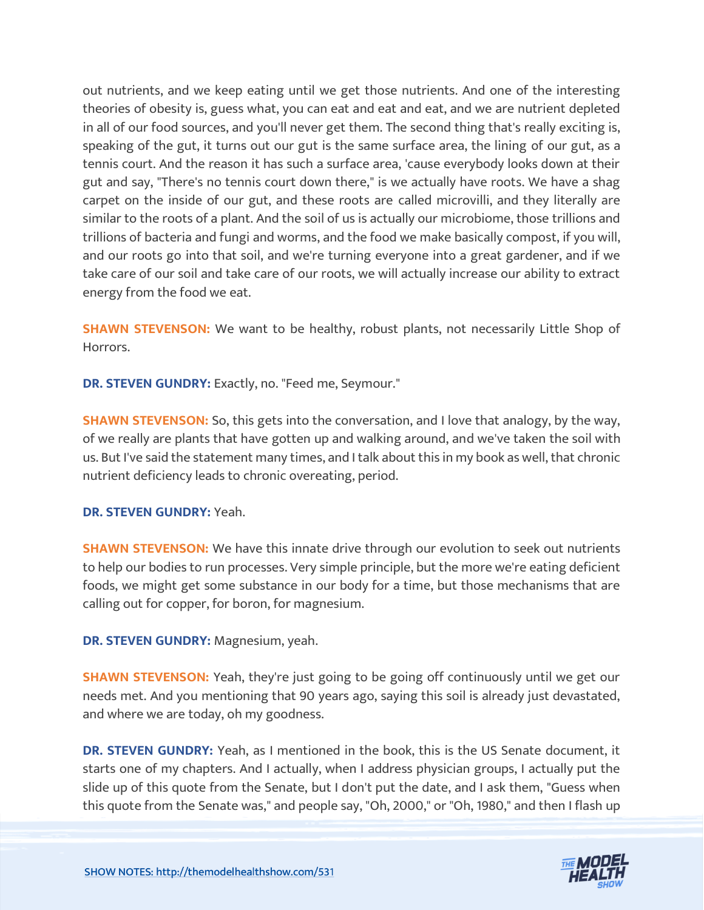out nutrients, and we keep eating until we get those nutrients. And one of the interesting theories of obesity is, guess what, you can eat and eat and eat, and we are nutrient depleted in all of our food sources, and you'll never get them. The second thing that's really exciting is, speaking of the gut, it turns out our gut is the same surface area, the lining of our gut, as a tennis court. And the reason it has such a surface area, 'cause everybody looks down at their gut and say, "There's no tennis court down there," is we actually have roots. We have a shag carpet on the inside of our gut, and these roots are called microvilli, and they literally are similar to the roots of a plant. And the soil of us is actually our microbiome, those trillions and trillions of bacteria and fungi and worms, and the food we make basically compost, if you will, and our roots go into that soil, and we're turning everyone into a great gardener, and if we take care of our soil and take care of our roots, we will actually increase our ability to extract energy from the food we eat.

**SHAWN STEVENSON:** We want to be healthy, robust plants, not necessarily Little Shop of Horrors.

**DR. STEVEN GUNDRY:** Exactly, no. "Feed me, Seymour."

**SHAWN STEVENSON:** So, this gets into the conversation, and I love that analogy, by the way, of we really are plants that have gotten up and walking around, and we've taken the soil with us. But I've said the statement many times, and I talk about this in my book as well, that chronic nutrient deficiency leads to chronic overeating, period.

**DR. STEVEN GUNDRY:** Yeah.

**SHAWN STEVENSON:** We have this innate drive through our evolution to seek out nutrients to help our bodies to run processes. Very simple principle, but the more we're eating deficient foods, we might get some substance in our body for a time, but those mechanisms that are calling out for copper, for boron, for magnesium.

**DR. STEVEN GUNDRY:** Magnesium, yeah.

**SHAWN STEVENSON:** Yeah, they're just going to be going off continuously until we get our needs met. And you mentioning that 90 years ago, saying this soil is already just devastated, and where we are today, oh my goodness.

**DR. STEVEN GUNDRY:** Yeah, as I mentioned in the book, this is the US Senate document, it starts one of my chapters. And I actually, when I address physician groups, I actually put the slide up of this quote from the Senate, but I don't put the date, and I ask them, "Guess when this quote from the Senate was," and people say, "Oh, 2000," or "Oh, 1980," and then I flash up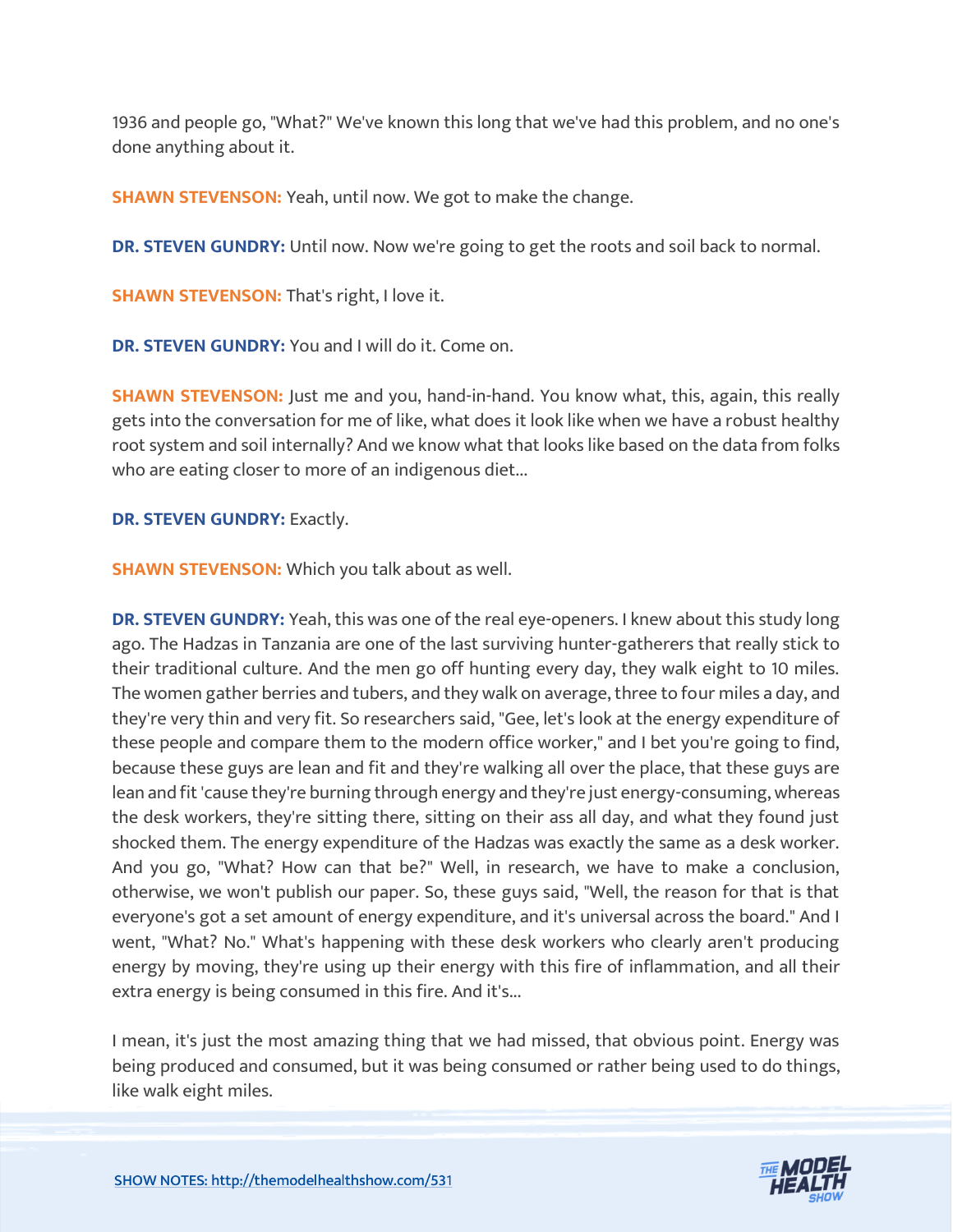1936 and people go, "What?" We've known this long that we've had this problem, and no one's done anything about it.

**SHAWN STEVENSON:** Yeah, until now. We got to make the change.

**DR. STEVEN GUNDRY:** Until now. Now we're going to get the roots and soil back to normal.

**SHAWN STEVENSON:** That's right, I love it.

**DR. STEVEN GUNDRY:** You and I will do it. Come on.

**SHAWN STEVENSON:** Just me and you, hand-in-hand. You know what, this, again, this really gets into the conversation for me of like, what does it look like when we have a robust healthy root system and soil internally? And we know what that looks like based on the data from folks who are eating closer to more of an indigenous diet...

**DR. STEVEN GUNDRY:** Exactly.

**SHAWN STEVENSON:** Which you talk about as well.

**DR. STEVEN GUNDRY:** Yeah, this was one of the real eye-openers. I knew about this study long ago. The Hadzas in Tanzania are one of the last surviving hunter-gatherers that really stick to their traditional culture. And the men go off hunting every day, they walk eight to 10 miles. The women gather berries and tubers, and they walk on average, three to four miles a day, and they're very thin and very fit. So researchers said, "Gee, let's look at the energy expenditure of these people and compare them to the modern office worker," and I bet you're going to find, because these guys are lean and fit and they're walking all over the place, that these guys are lean and fit 'cause they're burning through energy and they're just energy-consuming, whereas the desk workers, they're sitting there, sitting on their ass all day, and what they found just shocked them. The energy expenditure of the Hadzas was exactly the same as a desk worker. And you go, "What? How can that be?" Well, in research, we have to make a conclusion, otherwise, we won't publish our paper. So, these guys said, "Well, the reason for that is that everyone's got a set amount of energy expenditure, and it's universal across the board." And I went, "What? No." What's happening with these desk workers who clearly aren't producing energy by moving, they're using up their energy with this fire of inflammation, and all their extra energy is being consumed in this fire. And it's...

I mean, it's just the most amazing thing that we had missed, that obvious point. Energy was being produced and consumed, but it was being consumed or rather being used to do things, like walk eight miles.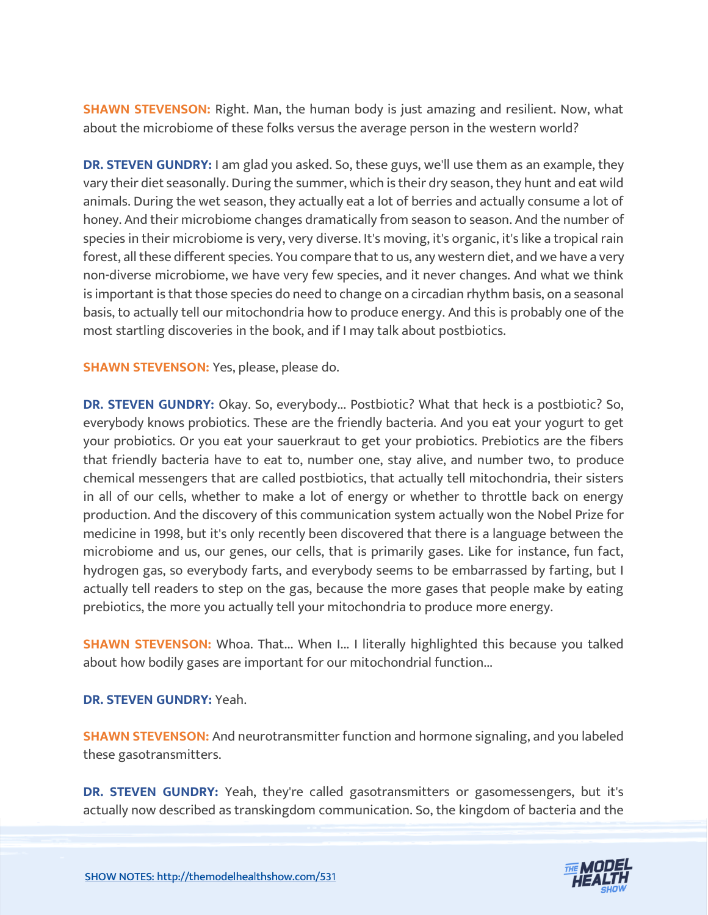**SHAWN STEVENSON:** Right. Man, the human body is just amazing and resilient. Now, what about the microbiome of these folks versus the average person in the western world?

**DR. STEVEN GUNDRY:** I am glad you asked. So, these guys, we'll use them as an example, they vary their diet seasonally. During the summer, which is their dry season, they hunt and eat wild animals. During the wet season, they actually eat a lot of berries and actually consume a lot of honey. And their microbiome changes dramatically from season to season. And the number of species in their microbiome is very, very diverse. It's moving, it's organic, it's like a tropical rain forest, all these different species. You compare that to us, any western diet, and we have a very non-diverse microbiome, we have very few species, and it never changes. And what we think is important is that those species do need to change on a circadian rhythm basis, on a seasonal basis, to actually tell our mitochondria how to produce energy. And this is probably one of the most startling discoveries in the book, and if I may talk about postbiotics.

**SHAWN STEVENSON:** Yes, please, please do.

**DR. STEVEN GUNDRY:** Okay. So, everybody... Postbiotic? What that heck is a postbiotic? So, everybody knows probiotics. These are the friendly bacteria. And you eat your yogurt to get your probiotics. Or you eat your sauerkraut to get your probiotics. Prebiotics are the fibers that friendly bacteria have to eat to, number one, stay alive, and number two, to produce chemical messengers that are called postbiotics, that actually tell mitochondria, their sisters in all of our cells, whether to make a lot of energy or whether to throttle back on energy production. And the discovery of this communication system actually won the Nobel Prize for medicine in 1998, but it's only recently been discovered that there is a language between the microbiome and us, our genes, our cells, that is primarily gases. Like for instance, fun fact, hydrogen gas, so everybody farts, and everybody seems to be embarrassed by farting, but I actually tell readers to step on the gas, because the more gases that people make by eating prebiotics, the more you actually tell your mitochondria to produce more energy.

**SHAWN STEVENSON:** Whoa. That... When I... I literally highlighted this because you talked about how bodily gases are important for our mitochondrial function...

**DR. STEVEN GUNDRY:** Yeah.

**SHAWN STEVENSON:** And neurotransmitter function and hormone signaling, and you labeled these gasotransmitters.

**DR. STEVEN GUNDRY:** Yeah, they're called gasotransmitters or gasomessengers, but it's actually now described as transkingdom communication. So, the kingdom of bacteria and the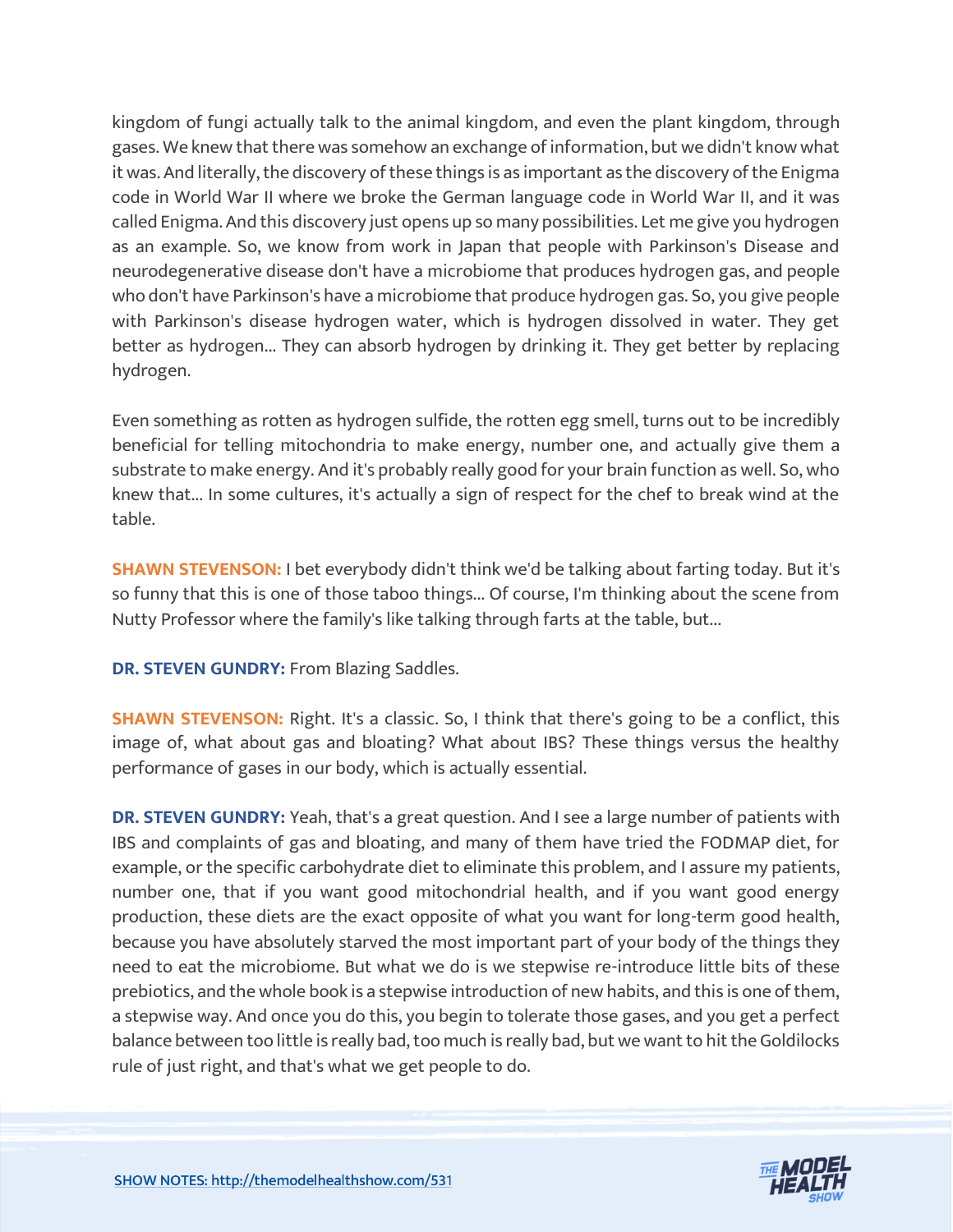kingdom of fungi actually talk to the animal kingdom, and even the plant kingdom, through gases. We knew that there was somehow an exchange of information, but we didn't know what it was. And literally, the discovery of these things is as important as the discovery of the Enigma code in World War II where we broke the German language code in World War II, and it was called Enigma. And this discovery just opens up so many possibilities. Let me give you hydrogen as an example. So, we know from work in Japan that people with Parkinson's Disease and neurodegenerative disease don't have a microbiome that produces hydrogen gas, and people who don't have Parkinson's have a microbiome that produce hydrogen gas. So, you give people with Parkinson's disease hydrogen water, which is hydrogen dissolved in water. They get better as hydrogen... They can absorb hydrogen by drinking it. They get better by replacing hydrogen.

Even something as rotten as hydrogen sulfide, the rotten egg smell, turns out to be incredibly beneficial for telling mitochondria to make energy, number one, and actually give them a substrate to make energy. And it's probably really good for your brain function as well. So, who knew that... In some cultures, it's actually a sign of respect for the chef to break wind at the table.

**SHAWN STEVENSON:** I bet everybody didn't think we'd be talking about farting today. But it's so funny that this is one of those taboo things... Of course, I'm thinking about the scene from Nutty Professor where the family's like talking through farts at the table, but...

**DR. STEVEN GUNDRY:** From Blazing Saddles.

**SHAWN STEVENSON:** Right. It's a classic. So, I think that there's going to be a conflict, this image of, what about gas and bloating? What about IBS? These things versus the healthy performance of gases in our body, which is actually essential.

**DR. STEVEN GUNDRY:** Yeah, that's a great question. And I see a large number of patients with IBS and complaints of gas and bloating, and many of them have tried the FODMAP diet, for example, or the specific carbohydrate diet to eliminate this problem, and I assure my patients, number one, that if you want good mitochondrial health, and if you want good energy production, these diets are the exact opposite of what you want for long-term good health, because you have absolutely starved the most important part of your body of the things they need to eat the microbiome. But what we do is we stepwise re-introduce little bits of these prebiotics, and the whole book is a stepwise introduction of new habits, and this is one of them, a stepwise way. And once you do this, you begin to tolerate those gases, and you get a perfect balance between too little is really bad, too much is really bad, but we want to hit the Goldilocks rule of just right, and that's what we get people to do.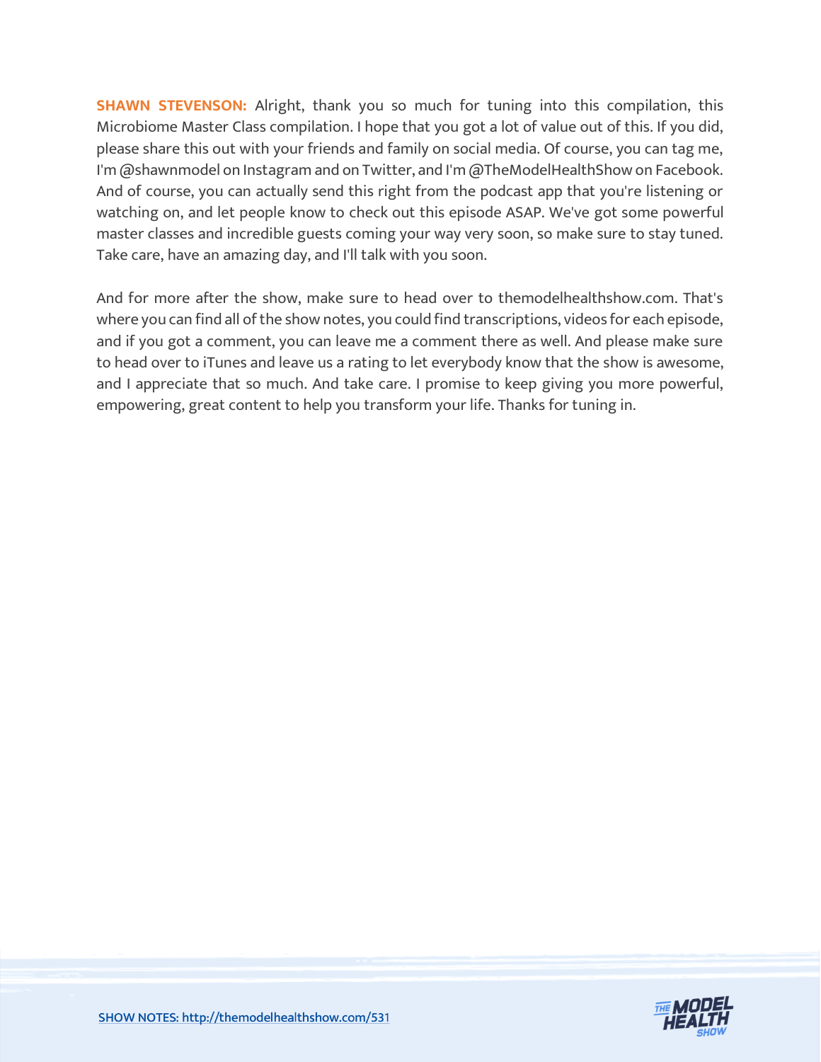**SHAWN STEVENSON:** Alright, thank you so much for tuning into this compilation, this Microbiome Master Class compilation. I hope that you got a lot of value out of this. If you did, please share this out with your friends and family on social media. Of course, you can tag me, I'm @shawnmodel on Instagram and on Twitter, and I'm @TheModelHealthShow on Facebook. And of course, you can actually send this right from the podcast app that you're listening or watching on, and let people know to check out this episode ASAP. We've got some powerful master classes and incredible guests coming your way very soon, so make sure to stay tuned. Take care, have an amazing day, and I'll talk with you soon.

And for more after the show, make sure to head over to themodelhealthshow.com. That's where you can find all of the show notes, you could find transcriptions, videos for each episode, and if you got a comment, you can leave me a comment there as well. And please make sure to head over to iTunes and leave us a rating to let everybody know that the show is awesome, and I appreciate that so much. And take care. I promise to keep giving you more powerful, empowering, great content to help you transform your life. Thanks for tuning in.